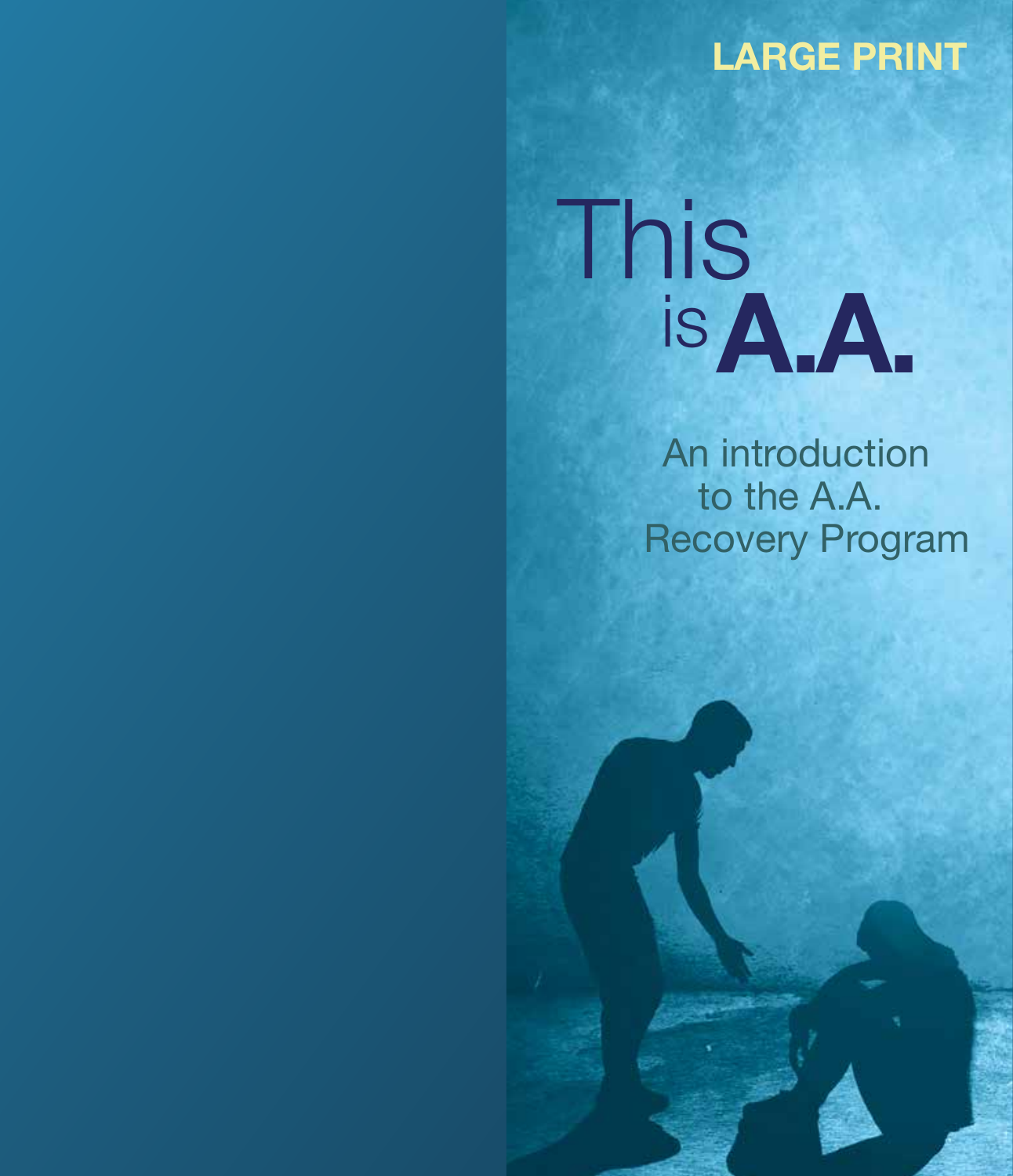LARGE PRINT

# This is A.A.

An introduction to the A.A. Recovery Program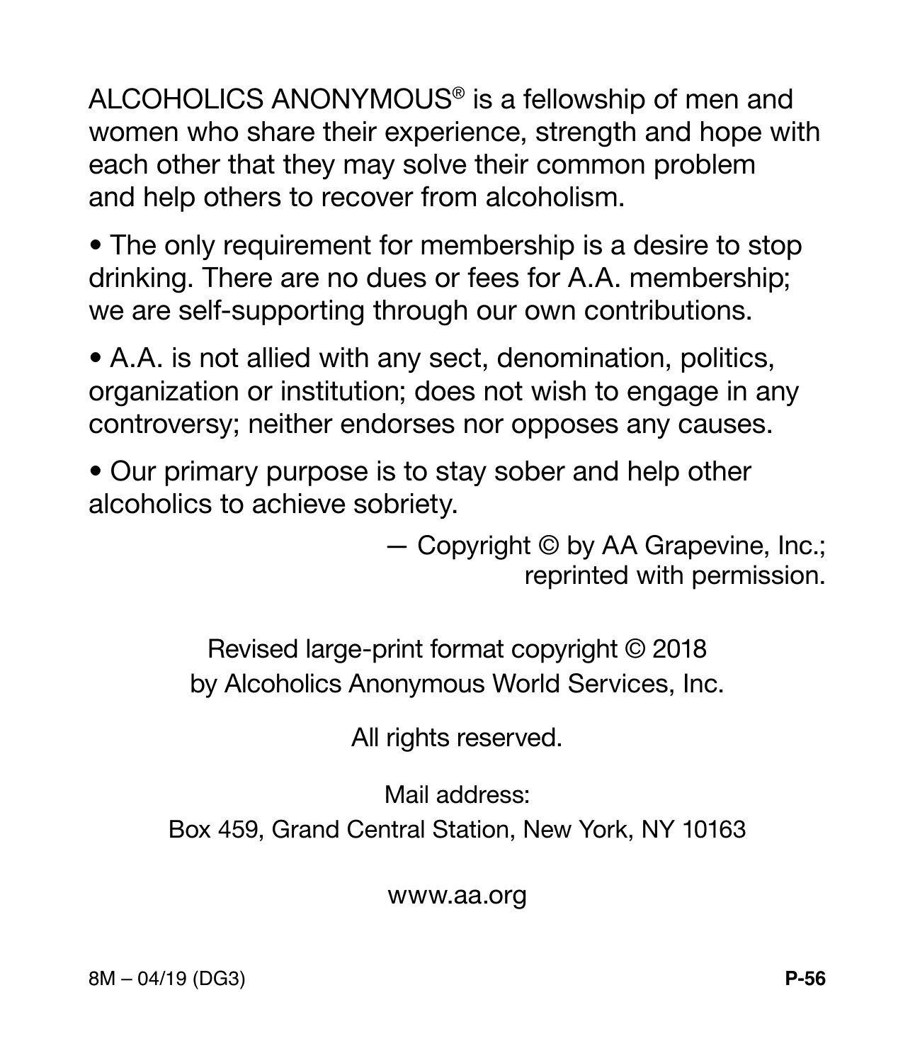ALCOHOLICS ANONYMOUS® is a fellowship of men and women who share their experience, strength and hope with each other that they may solve their common problem and help others to recover from alcoholism.

- The only requirement for membership is a desire to stop drinking. There are no dues or fees for A.A. membership; we are self-supporting through our own contributions.
- A.A. is not allied with any sect, denomination, politics, organization or institution; does not wish to engage in any controversy; neither endorses nor opposes any causes.
- Our primary purpose is to stay sober and help other alcoholics to achieve sobriety.

— Copyright © by AA Grapevine, Inc.; reprinted with permission.

Revised large-print format copyright © 2018 by Alcoholics Anonymous World Services, Inc.

All rights reserved.

Mail address:
Box 459, Grand Central Station, New York, NY 10163

www.aa.org

8M – 04/19 (DG3) **P-56**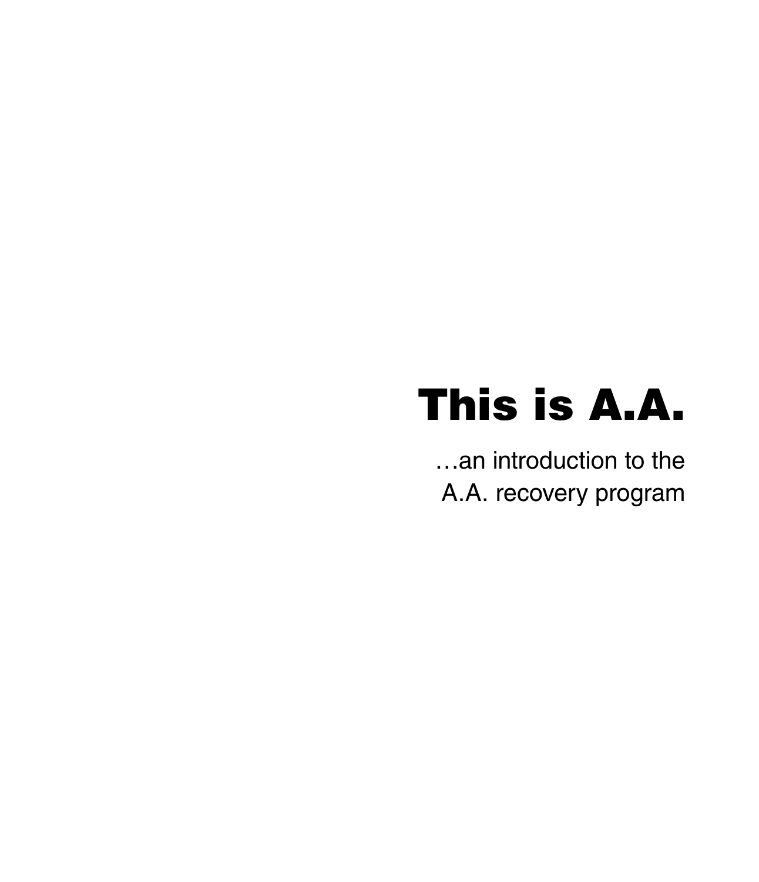# This is A.A.

…an introduction to the
A.A. recovery program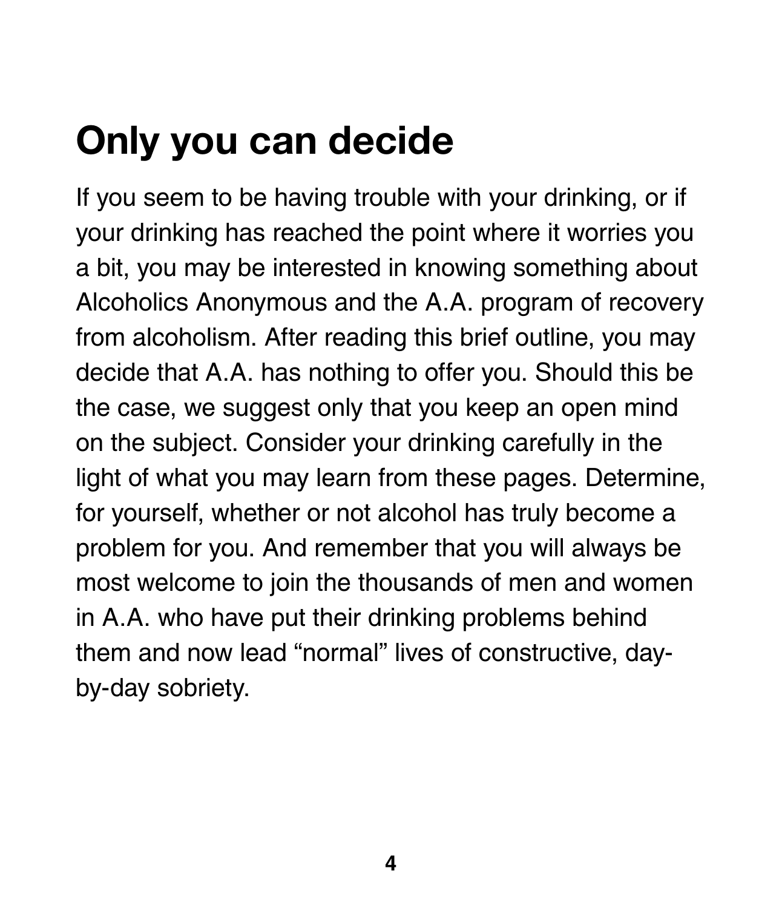# Only you can decide

If you seem to be having trouble with your drinking, or if your drinking has reached the point where it worries you a bit, you may be interested in knowing something about Alcoholics Anonymous and the A.A. program of recovery from alcoholism. After reading this brief outline, you may decide that A.A. has nothing to offer you. Should this be the case, we suggest only that you keep an open mind on the subject. Consider your drinking carefully in the light of what you may learn from these pages. Determine, for yourself, whether or not alcohol has truly become a problem for you. And remember that you will always be most welcome to join the thousands of men and women in A.A. who have put their drinking problems behind them and now lead "normal" lives of constructive, day-by-day sobriety.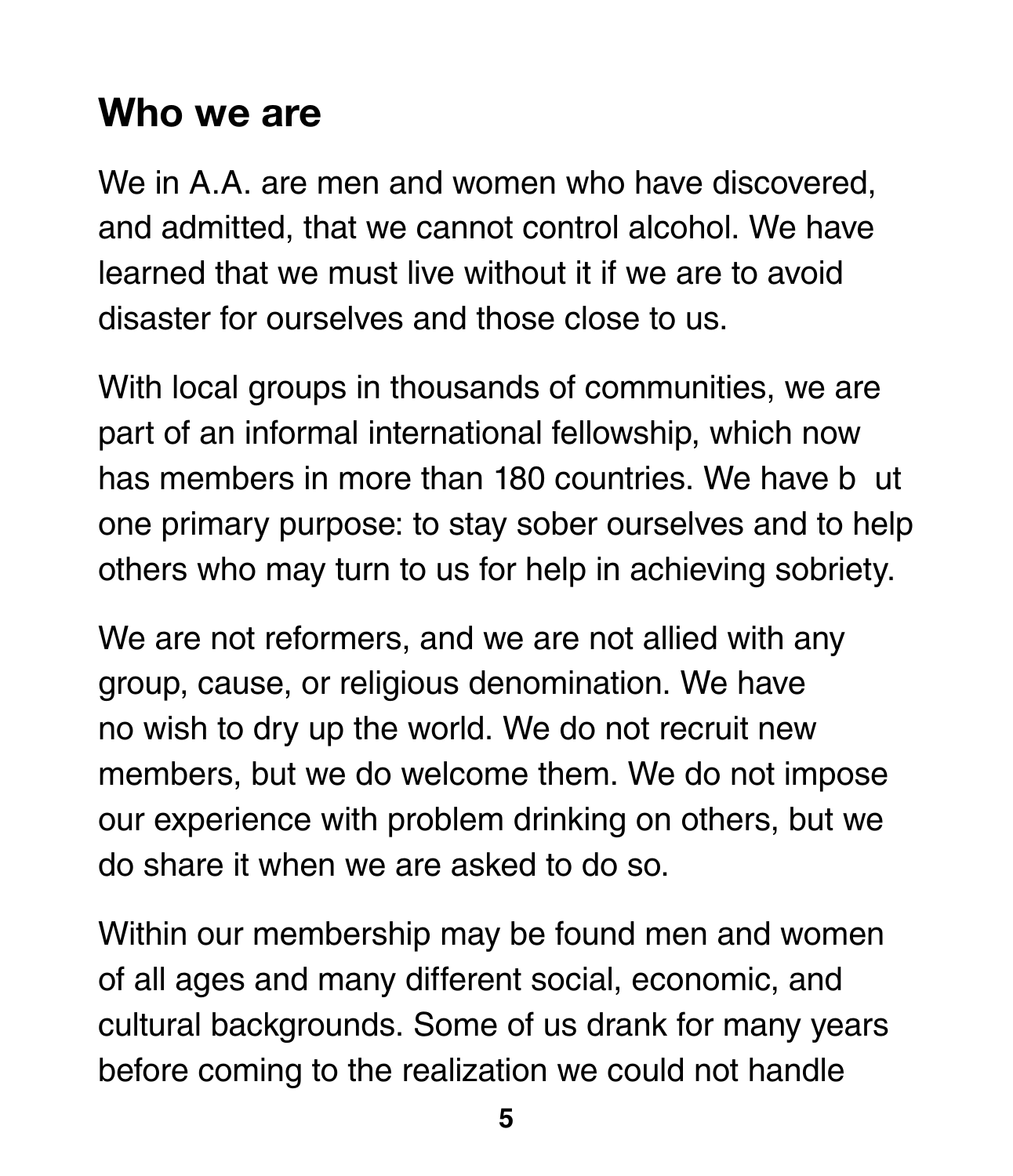## Who we are

We in A.A. are men and women who have discovered, and admitted, that we cannot control alcohol. We have learned that we must live without it if we are to avoid disaster for ourselves and those close to us.

With local groups in thousands of communities, we are part of an informal international fellowship, which now has members in more than 180 countries. We have but one primary purpose: to stay sober ourselves and to help others who may turn to us for help in achieving sobriety.

We are not reformers, and we are not allied with any group, cause, or religious denomination. We have no wish to dry up the world. We do not recruit new members, but we do welcome them. We do not impose our experience with problem drinking on others, but we do share it when we are asked to do so.

Within our membership may be found men and women of all ages and many different social, economic, and cultural backgrounds. Some of us drank for many years before coming to the realization we could not handle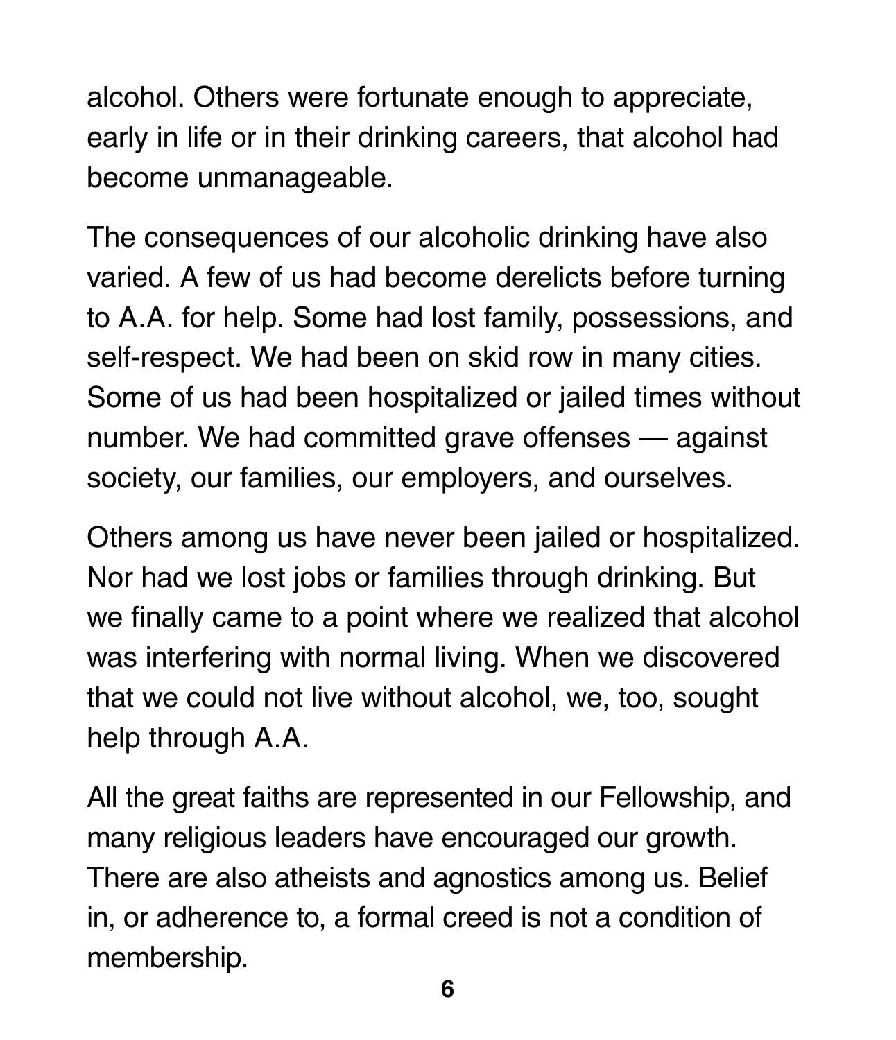alcohol. Others were fortunate enough to appreciate, early in life or in their drinking careers, that alcohol had become unmanageable.

The consequences of our alcoholic drinking have also varied. A few of us had become derelicts before turning to A.A. for help. Some had lost family, possessions, and self-respect. We had been on skid row in many cities. Some of us had been hospitalized or jailed times without number. We had committed grave offenses — against society, our families, our employers, and ourselves.

Others among us have never been jailed or hospitalized. Nor had we lost jobs or families through drinking. But we finally came to a point where we realized that alcohol was interfering with normal living. When we discovered that we could not live without alcohol, we, too, sought help through A.A.

All the great faiths are represented in our Fellowship, and many religious leaders have encouraged our growth. There are also atheists and agnostics among us. Belief in, or adherence to, a formal creed is not a condition of membership.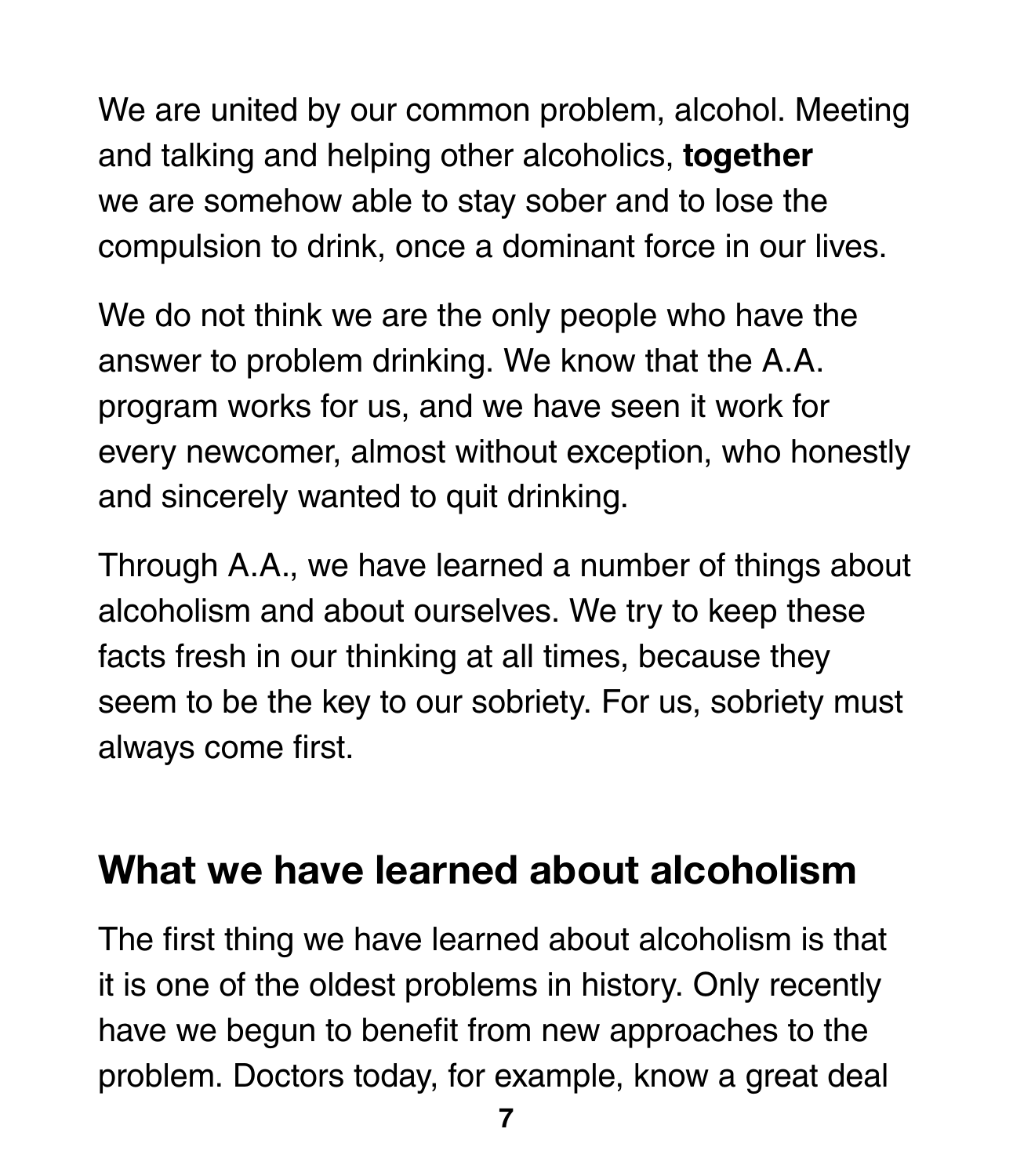We are united by our common problem, alcohol. Meeting and talking and helping other alcoholics, **together** we are somehow able to stay sober and to lose the compulsion to drink, once a dominant force in our lives.

We do not think we are the only people who have the answer to problem drinking. We know that the A.A. program works for us, and we have seen it work for every newcomer, almost without exception, who honestly and sincerely wanted to quit drinking.

Through A.A., we have learned a number of things about alcoholism and about ourselves. We try to keep these facts fresh in our thinking at all times, because they seem to be the key to our sobriety. For us, sobriety must always come first.

## What we have learned about alcoholism

The first thing we have learned about alcoholism is that it is one of the oldest problems in history. Only recently have we begun to benefit from new approaches to the problem. Doctors today, for example, know a great deal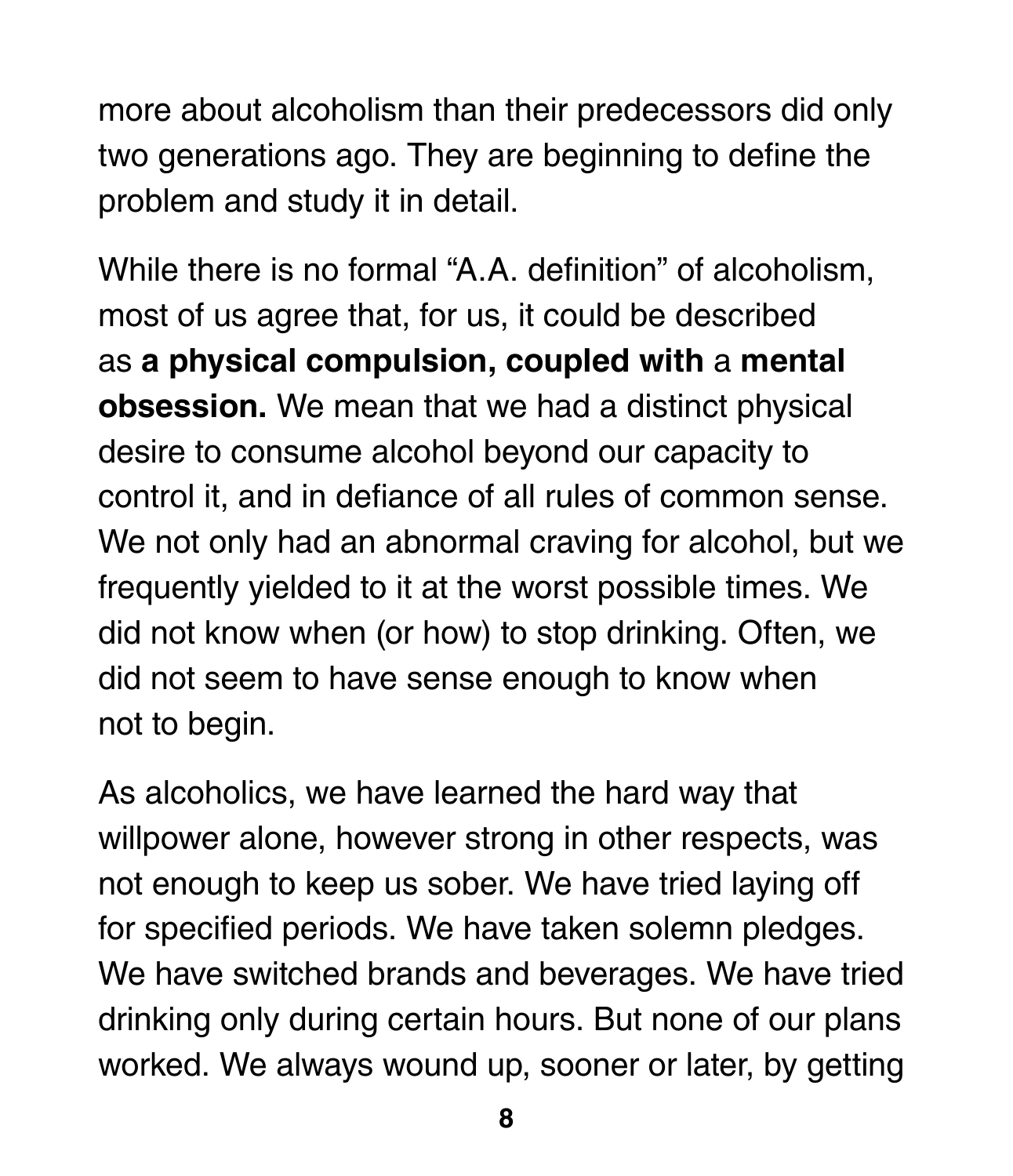more about alcoholism than their predecessors did only two generations ago. They are beginning to define the problem and study it in detail.

While there is no formal "A.A. definition" of alcoholism, most of us agree that, for us, it could be described as **a physical compulsion, coupled with** a **mental obsession.** We mean that we had a distinct physical desire to consume alcohol beyond our capacity to control it, and in defiance of all rules of common sense. We not only had an abnormal craving for alcohol, but we frequently yielded to it at the worst possible times. We did not know when (or how) to stop drinking. Often, we did not seem to have sense enough to know when not to begin.

As alcoholics, we have learned the hard way that willpower alone, however strong in other respects, was not enough to keep us sober. We have tried laying off for specified periods. We have taken solemn pledges. We have switched brands and beverages. We have tried drinking only during certain hours. But none of our plans worked. We always wound up, sooner or later, by getting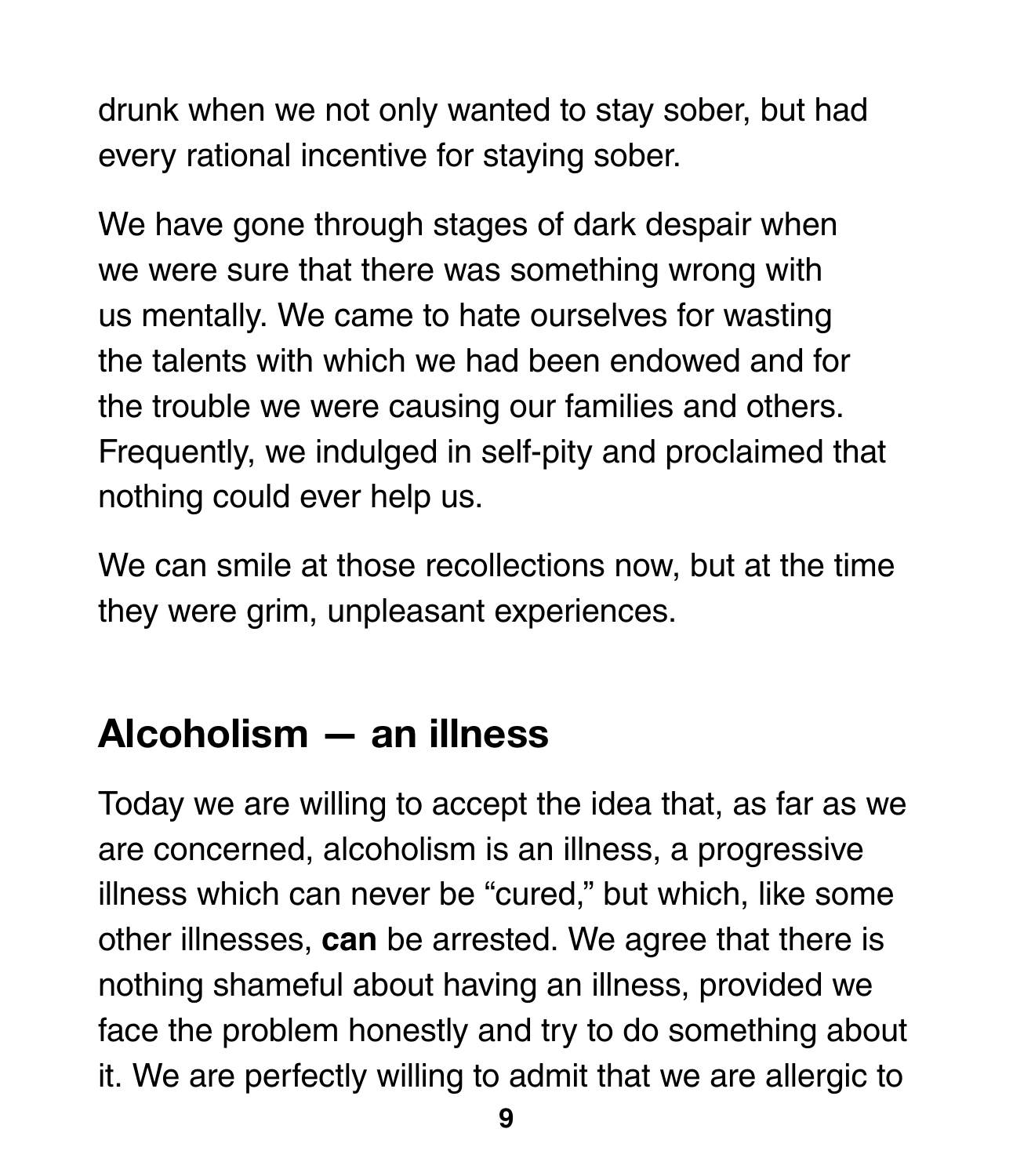drunk when we not only wanted to stay sober, but had every rational incentive for staying sober.

We have gone through stages of dark despair when we were sure that there was something wrong with us mentally. We came to hate ourselves for wasting the talents with which we had been endowed and for the trouble we were causing our families and others. Frequently, we indulged in self-pity and proclaimed that nothing could ever help us.

We can smile at those recollections now, but at the time they were grim, unpleasant experiences.

## Alcoholism — an illness

Today we are willing to accept the idea that, as far as we are concerned, alcoholism is an illness, a progressive illness which can never be "cured," but which, like some other illnesses, **can** be arrested. We agree that there is nothing shameful about having an illness, provided we face the problem honestly and try to do something about it. We are perfectly willing to admit that we are allergic to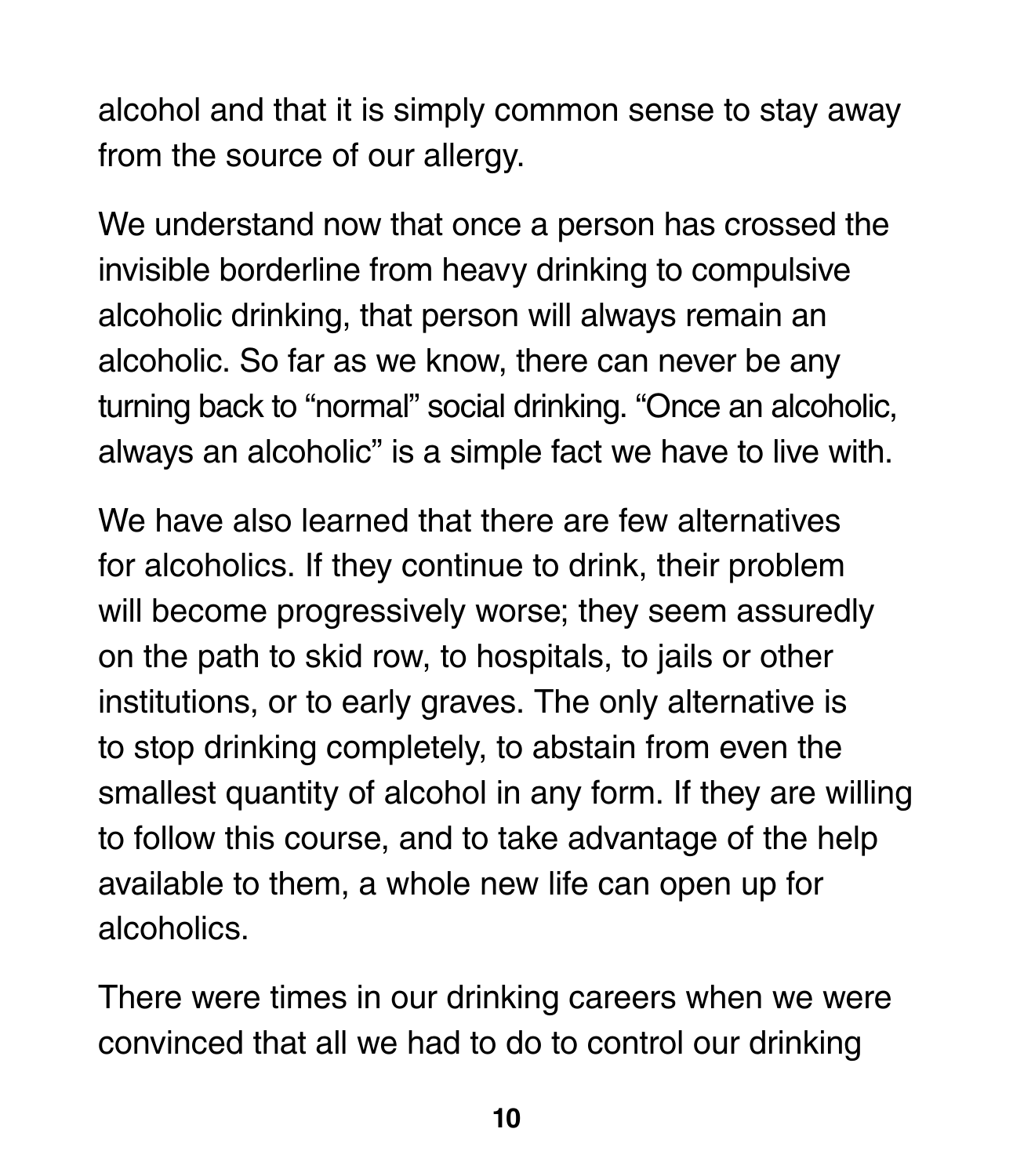alcohol and that it is simply common sense to stay away from the source of our allergy.

We understand now that once a person has crossed the invisible borderline from heavy drinking to compulsive alcoholic drinking, that person will always remain an alcoholic. So far as we know, there can never be any turning back to "normal" social drinking. "Once an alcoholic, always an alcoholic" is a simple fact we have to live with.

We have also learned that there are few alternatives for alcoholics. If they continue to drink, their problem will become progressively worse; they seem assuredly on the path to skid row, to hospitals, to jails or other institutions, or to early graves. The only alternative is to stop drinking completely, to abstain from even the smallest quantity of alcohol in any form. If they are willing to follow this course, and to take advantage of the help available to them, a whole new life can open up for alcoholics.

There were times in our drinking careers when we were convinced that all we had to do to control our drinking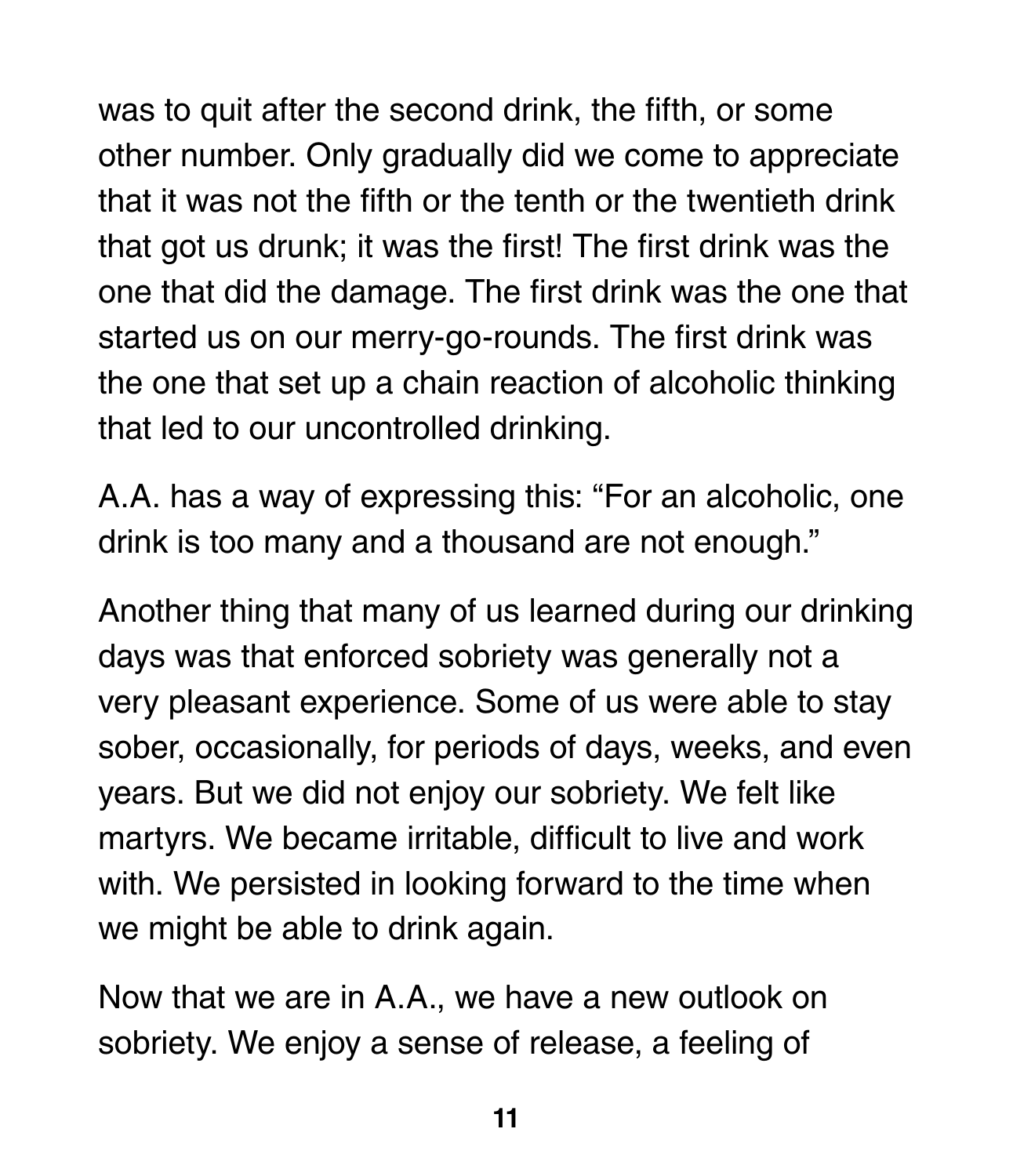was to quit after the second drink, the fifth, or some other number. Only gradually did we come to appreciate that it was not the fifth or the tenth or the twentieth drink that got us drunk; it was the first! The first drink was the one that did the damage. The first drink was the one that started us on our merry-go-rounds. The first drink was the one that set up a chain reaction of alcoholic thinking that led to our uncontrolled drinking.

A.A. has a way of expressing this: "For an alcoholic, one drink is too many and a thousand are not enough."

Another thing that many of us learned during our drinking days was that enforced sobriety was generally not a very pleasant experience. Some of us were able to stay sober, occasionally, for periods of days, weeks, and even years. But we did not enjoy our sobriety. We felt like martyrs. We became irritable, difficult to live and work with. We persisted in looking forward to the time when we might be able to drink again.

Now that we are in A.A., we have a new outlook on sobriety. We enjoy a sense of release, a feeling of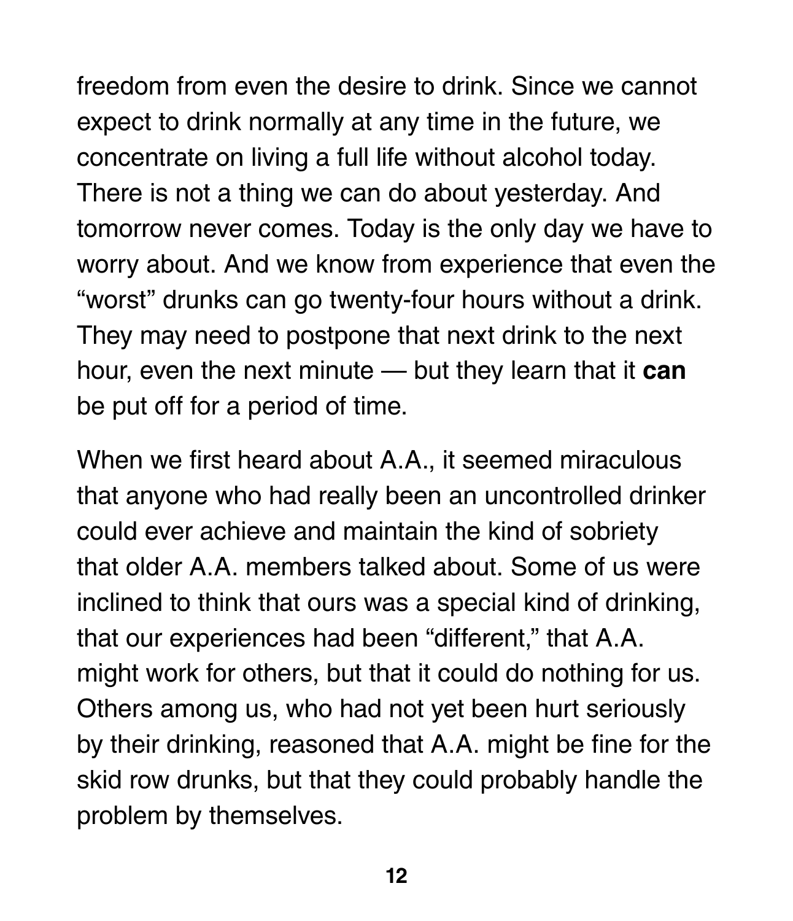freedom from even the desire to drink. Since we cannot expect to drink normally at any time in the future, we concentrate on living a full life without alcohol today. There is not a thing we can do about yesterday. And tomorrow never comes. Today is the only day we have to worry about. And we know from experience that even the "worst" drunks can go twenty-four hours without a drink. They may need to postpone that next drink to the next hour, even the next minute — but they learn that it **can** be put off for a period of time.

When we first heard about A.A., it seemed miraculous that anyone who had really been an uncontrolled drinker could ever achieve and maintain the kind of sobriety that older A.A. members talked about. Some of us were inclined to think that ours was a special kind of drinking, that our experiences had been "different," that A.A. might work for others, but that it could do nothing for us. Others among us, who had not yet been hurt seriously by their drinking, reasoned that A.A. might be fine for the skid row drunks, but that they could probably handle the problem by themselves.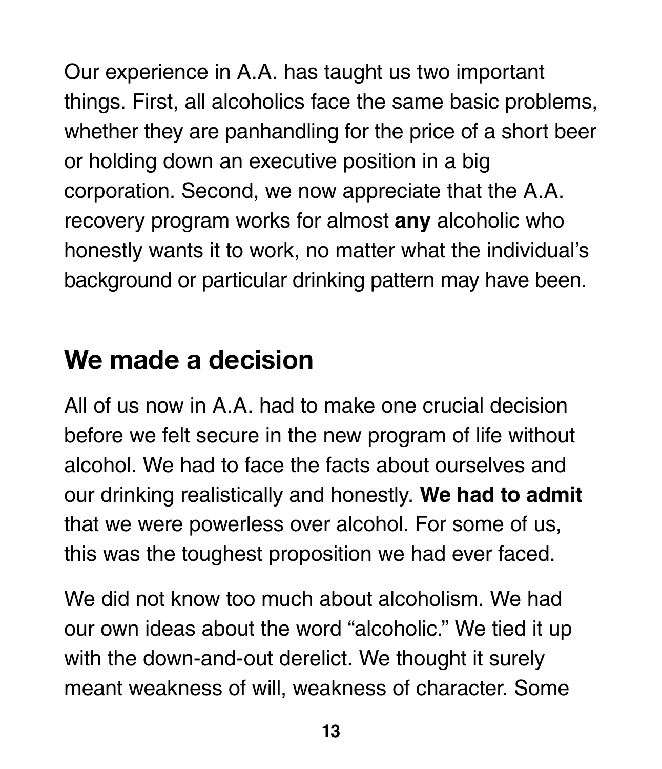Our experience in A.A. has taught us two important things. First, all alcoholics face the same basic problems, whether they are panhandling for the price of a short beer or holding down an executive position in a big corporation. Second, we now appreciate that the A.A. recovery program works for almost **any** alcoholic who honestly wants it to work, no matter what the individual's background or particular drinking pattern may have been.

## We made a decision

All of us now in A.A. had to make one crucial decision before we felt secure in the new program of life without alcohol. We had to face the facts about ourselves and our drinking realistically and honestly. **We had to admit** that we were powerless over alcohol. For some of us, this was the toughest proposition we had ever faced.

We did not know too much about alcoholism. We had our own ideas about the word "alcoholic." We tied it up with the down-and-out derelict. We thought it surely meant weakness of will, weakness of character. Some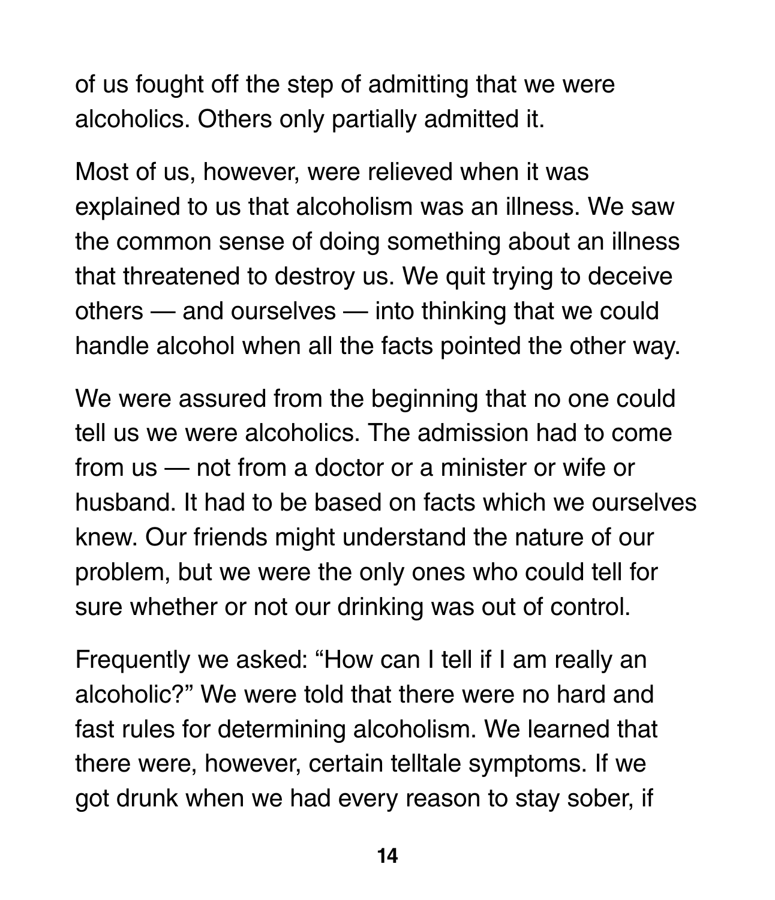of us fought off the step of admitting that we were alcoholics. Others only partially admitted it.

Most of us, however, were relieved when it was explained to us that alcoholism was an illness. We saw the common sense of doing something about an illness that threatened to destroy us. We quit trying to deceive others — and ourselves — into thinking that we could handle alcohol when all the facts pointed the other way.

We were assured from the beginning that no one could tell us we were alcoholics. The admission had to come from us — not from a doctor or a minister or wife or husband. It had to be based on facts which we ourselves knew. Our friends might understand the nature of our problem, but we were the only ones who could tell for sure whether or not our drinking was out of control.

Frequently we asked: "How can I tell if I am really an alcoholic?" We were told that there were no hard and fast rules for determining alcoholism. We learned that there were, however, certain telltale symptoms. If we got drunk when we had every reason to stay sober, if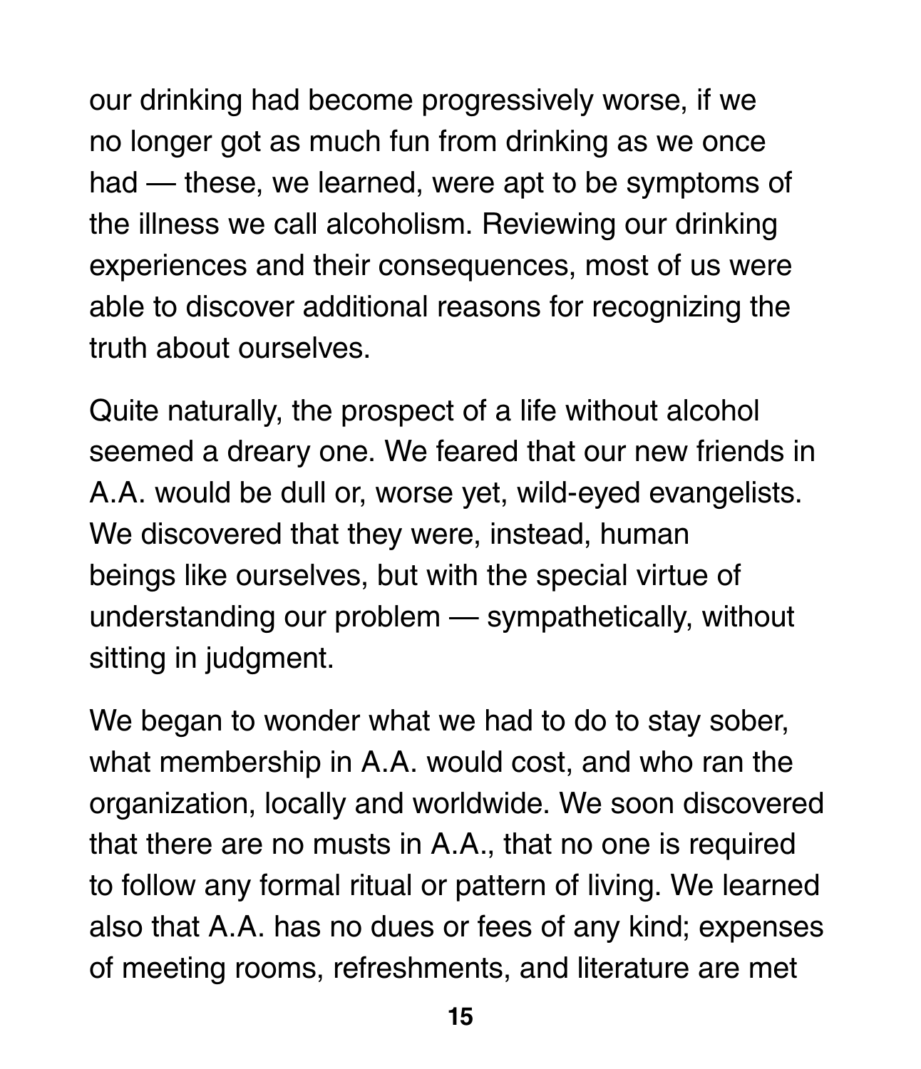our drinking had become progressively worse, if we no longer got as much fun from drinking as we once had — these, we learned, were apt to be symptoms of the illness we call alcoholism. Reviewing our drinking experiences and their consequences, most of us were able to discover additional reasons for recognizing the truth about ourselves.

Quite naturally, the prospect of a life without alcohol seemed a dreary one. We feared that our new friends in A.A. would be dull or, worse yet, wild-eyed evangelists. We discovered that they were, instead, human beings like ourselves, but with the special virtue of understanding our problem — sympathetically, without sitting in judgment.

We began to wonder what we had to do to stay sober, what membership in A.A. would cost, and who ran the organization, locally and worldwide. We soon discovered that there are no musts in A.A., that no one is required to follow any formal ritual or pattern of living. We learned also that A.A. has no dues or fees of any kind; expenses of meeting rooms, refreshments, and literature are met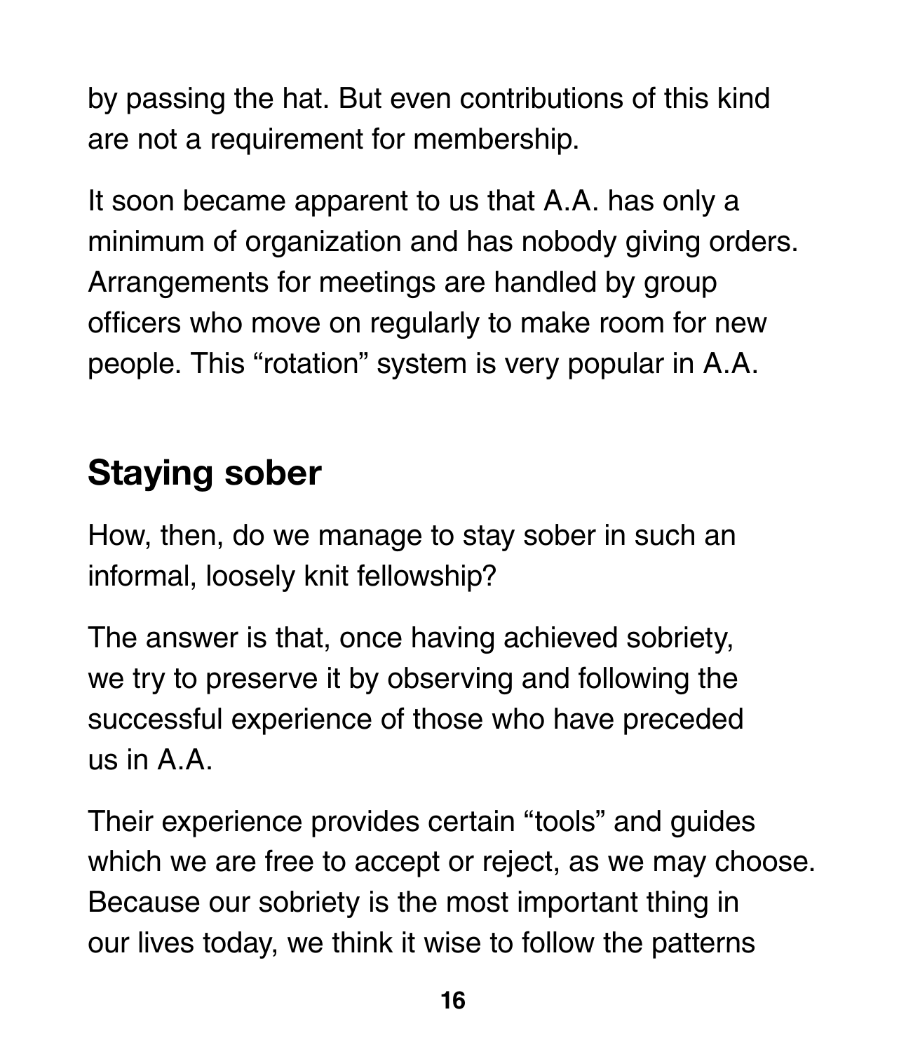by passing the hat. But even contributions of this kind are not a requirement for membership.

It soon became apparent to us that A.A. has only a minimum of organization and has nobody giving orders. Arrangements for meetings are handled by group officers who move on regularly to make room for new people. This "rotation" system is very popular in A.A.

## Staying sober

How, then, do we manage to stay sober in such an informal, loosely knit fellowship?

The answer is that, once having achieved sobriety, we try to preserve it by observing and following the successful experience of those who have preceded us in A.A.

Their experience provides certain "tools" and guides which we are free to accept or reject, as we may choose. Because our sobriety is the most important thing in our lives today, we think it wise to follow the patterns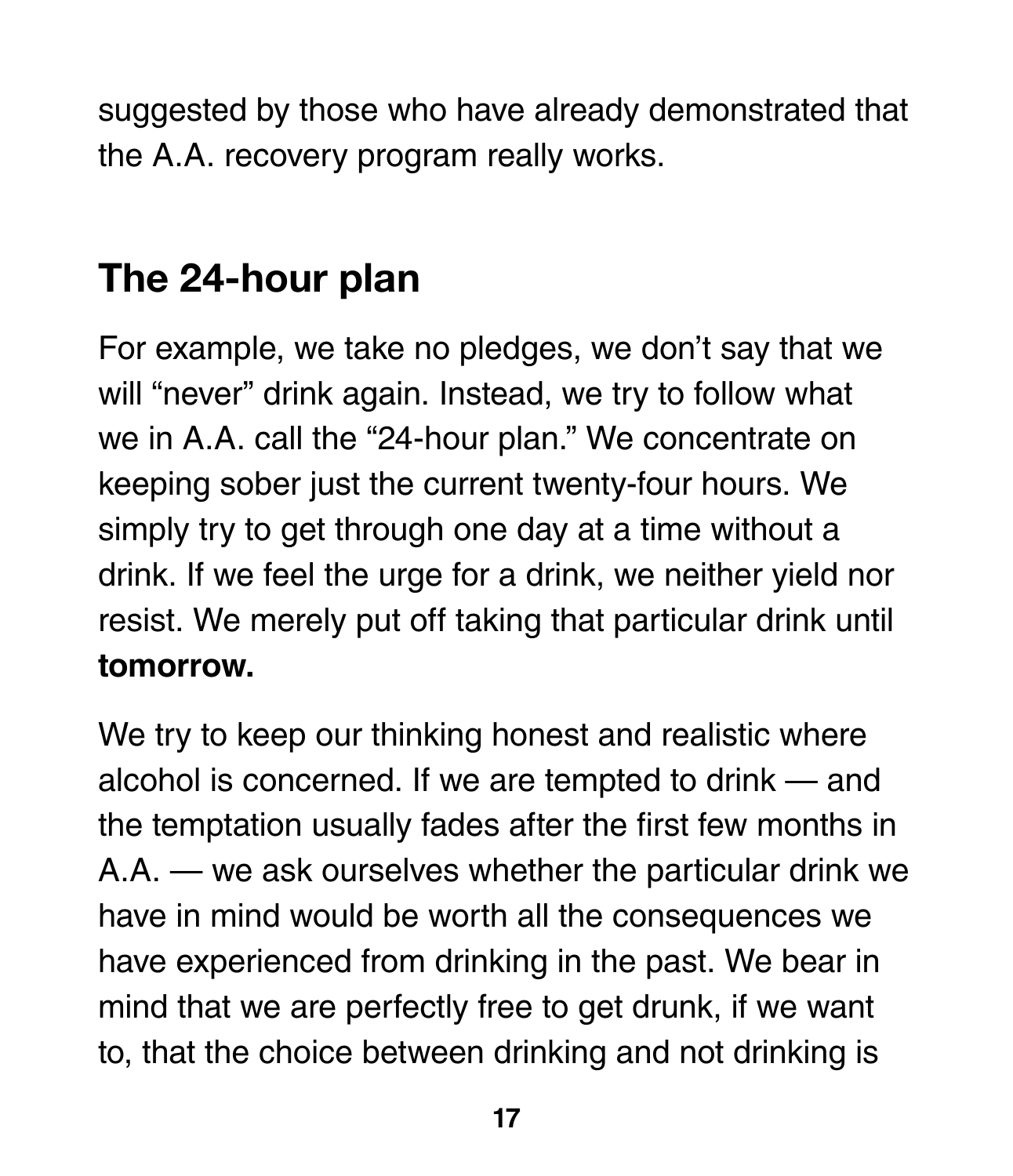suggested by those who have already demonstrated that the A.A. recovery program really works.

## The 24-hour plan

For example, we take no pledges, we don't say that we will "never" drink again. Instead, we try to follow what we in A.A. call the "24-hour plan." We concentrate on keeping sober just the current twenty-four hours. We simply try to get through one day at a time without a drink. If we feel the urge for a drink, we neither yield nor resist. We merely put off taking that particular drink until **tomorrow.**

We try to keep our thinking honest and realistic where alcohol is concerned. If we are tempted to drink — and the temptation usually fades after the first few months in A.A. — we ask ourselves whether the particular drink we have in mind would be worth all the consequences we have experienced from drinking in the past. We bear in mind that we are perfectly free to get drunk, if we want to, that the choice between drinking and not drinking is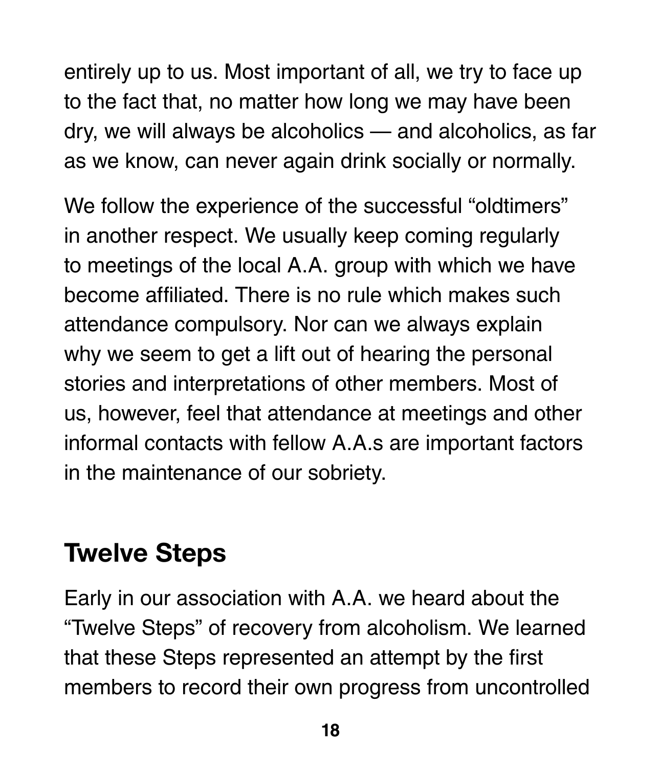entirely up to us. Most important of all, we try to face up to the fact that, no matter how long we may have been dry, we will always be alcoholics — and alcoholics, as far as we know, can never again drink socially or normally.

We follow the experience of the successful "oldtimers" in another respect. We usually keep coming regularly to meetings of the local A.A. group with which we have become affiliated. There is no rule which makes such attendance compulsory. Nor can we always explain why we seem to get a lift out of hearing the personal stories and interpretations of other members. Most of us, however, feel that attendance at meetings and other informal contacts with fellow A.A.s are important factors in the maintenance of our sobriety.

## Twelve Steps

Early in our association with A.A. we heard about the "Twelve Steps" of recovery from alcoholism. We learned that these Steps represented an attempt by the first members to record their own progress from uncontrolled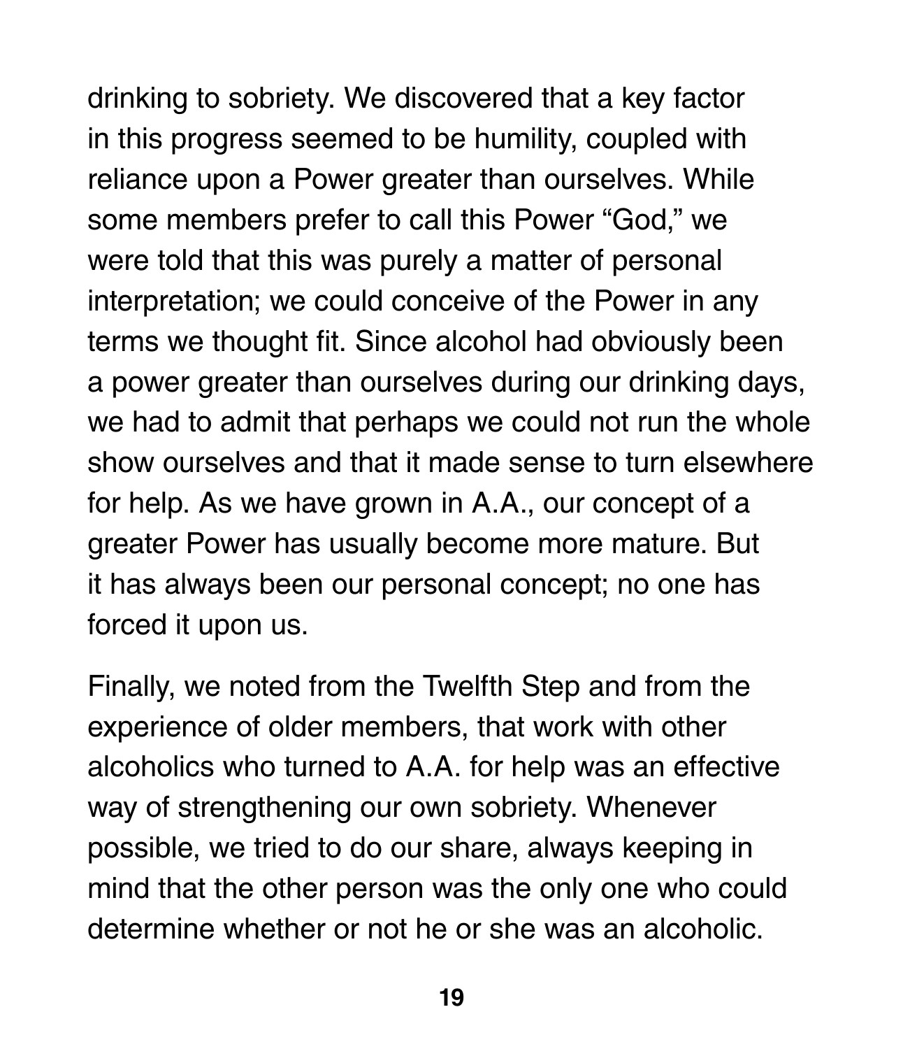drinking to sobriety. We discovered that a key factor in this progress seemed to be humility, coupled with reliance upon a Power greater than ourselves. While some members prefer to call this Power "God," we were told that this was purely a matter of personal interpretation; we could conceive of the Power in any terms we thought fit. Since alcohol had obviously been a power greater than ourselves during our drinking days, we had to admit that perhaps we could not run the whole show ourselves and that it made sense to turn elsewhere for help. As we have grown in A.A., our concept of a greater Power has usually become more mature. But it has always been our personal concept; no one has forced it upon us.

Finally, we noted from the Twelfth Step and from the experience of older members, that work with other alcoholics who turned to A.A. for help was an effective way of strengthening our own sobriety. Whenever possible, we tried to do our share, always keeping in mind that the other person was the only one who could determine whether or not he or she was an alcoholic.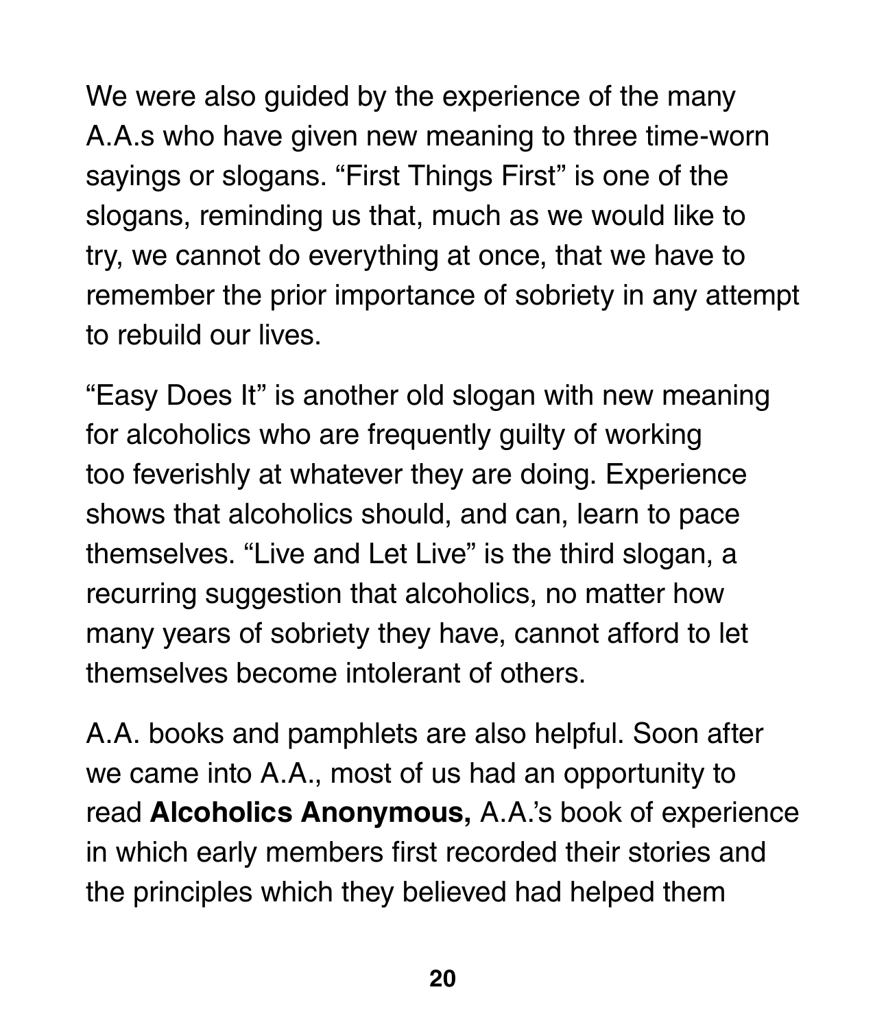We were also guided by the experience of the many A.A.s who have given new meaning to three time-worn sayings or slogans. “First Things First” is one of the slogans, reminding us that, much as we would like to try, we cannot do everything at once, that we have to remember the prior importance of sobriety in any attempt to rebuild our lives.

“Easy Does It” is another old slogan with new meaning for alcoholics who are frequently guilty of working too feverishly at whatever they are doing. Experience shows that alcoholics should, and can, learn to pace themselves. “Live and Let Live” is the third slogan, a recurring suggestion that alcoholics, no matter how many years of sobriety they have, cannot afford to let themselves become intolerant of others.

A.A. books and pamphlets are also helpful. Soon after we came into A.A., most of us had an opportunity to read **Alcoholics Anonymous,** A.A.’s book of experience in which early members first recorded their stories and the principles which they believed had helped them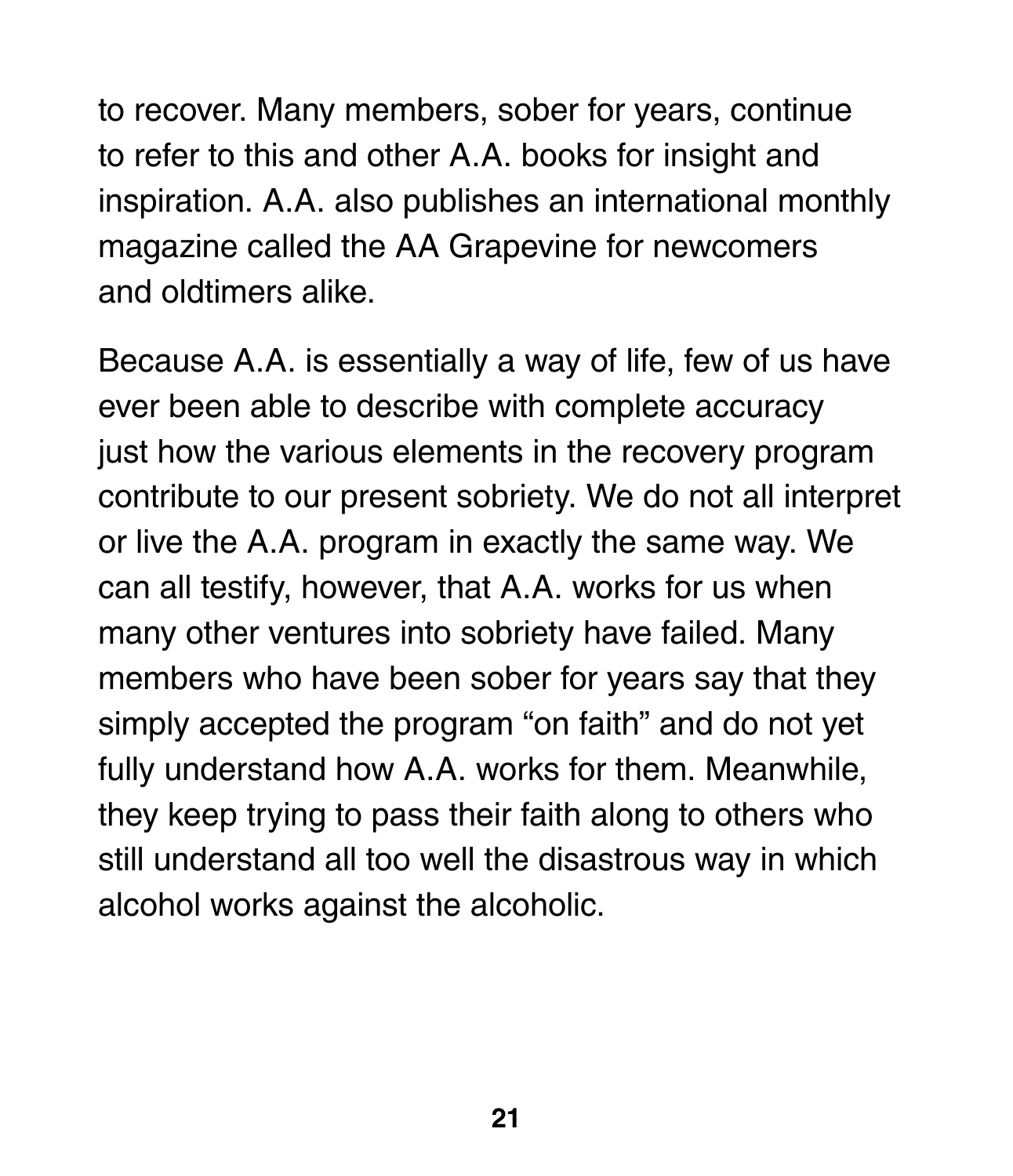to recover. Many members, sober for years, continue to refer to this and other A.A. books for insight and inspiration. A.A. also publishes an international monthly magazine called the AA Grapevine for newcomers and oldtimers alike.

Because A.A. is essentially a way of life, few of us have ever been able to describe with complete accuracy just how the various elements in the recovery program contribute to our present sobriety. We do not all interpret or live the A.A. program in exactly the same way. We can all testify, however, that A.A. works for us when many other ventures into sobriety have failed. Many members who have been sober for years say that they simply accepted the program "on faith" and do not yet fully understand how A.A. works for them. Meanwhile, they keep trying to pass their faith along to others who still understand all too well the disastrous way in which alcohol works against the alcoholic.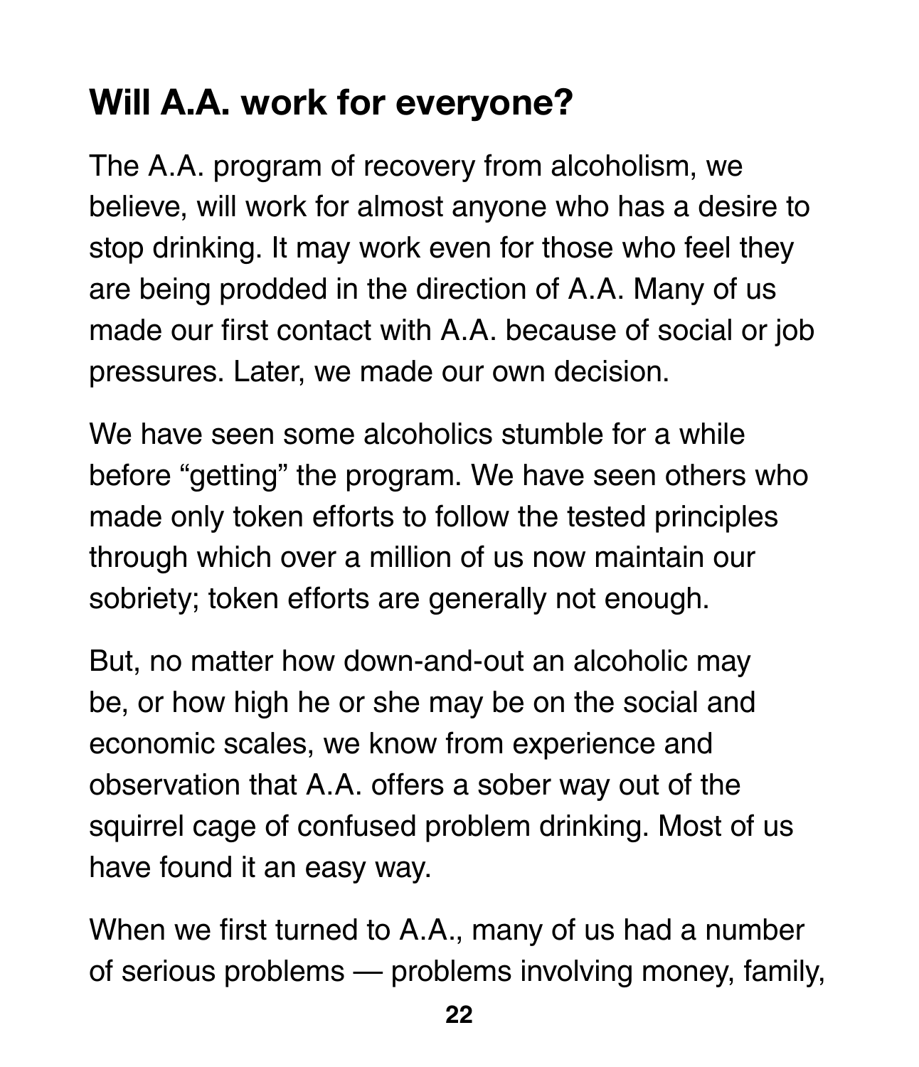## Will A.A. work for everyone?

The A.A. program of recovery from alcoholism, we believe, will work for almost anyone who has a desire to stop drinking. It may work even for those who feel they are being prodded in the direction of A.A. Many of us made our first contact with A.A. because of social or job pressures. Later, we made our own decision.

We have seen some alcoholics stumble for a while before "getting" the program. We have seen others who made only token efforts to follow the tested principles through which over a million of us now maintain our sobriety; token efforts are generally not enough.

But, no matter how down-and-out an alcoholic may be, or how high he or she may be on the social and economic scales, we know from experience and observation that A.A. offers a sober way out of the squirrel cage of confused problem drinking. Most of us have found it an easy way.

When we first turned to A.A., many of us had a number of serious problems — problems involving money, family,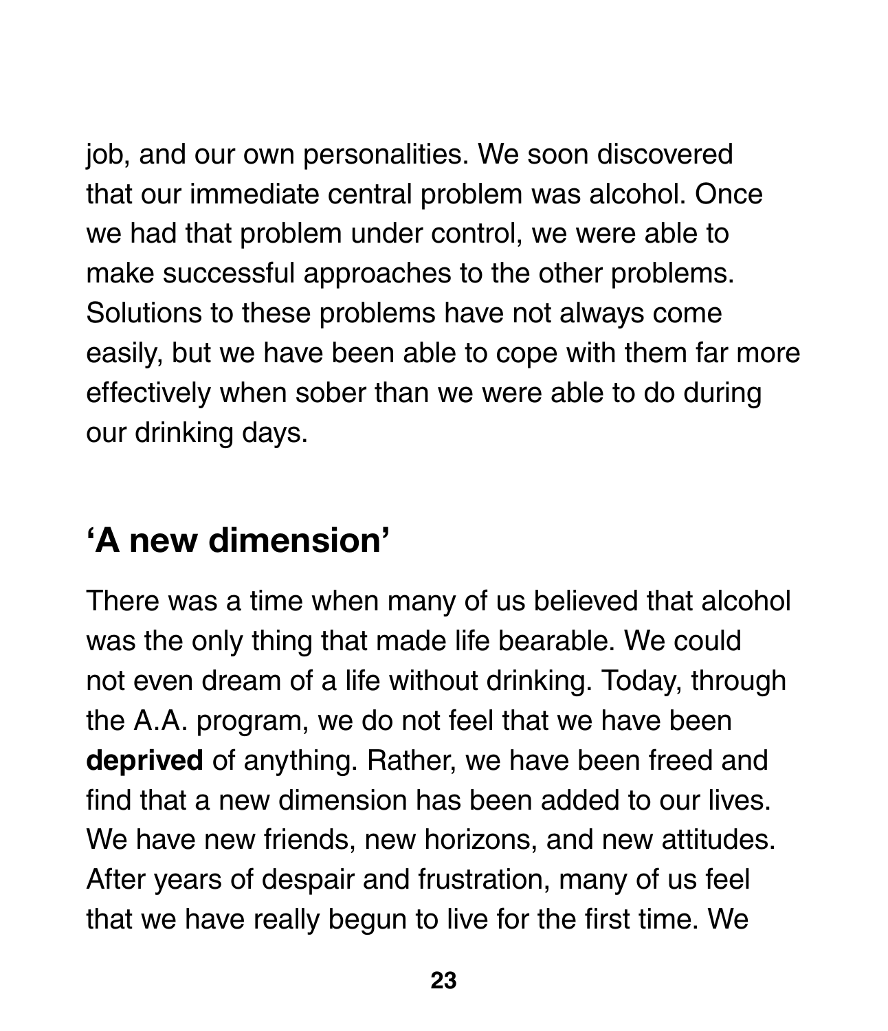job, and our own personalities. We soon discovered that our immediate central problem was alcohol. Once we had that problem under control, we were able to make successful approaches to the other problems. Solutions to these problems have not always come easily, but we have been able to cope with them far more effectively when sober than we were able to do during our drinking days.

## 'A new dimension'

There was a time when many of us believed that alcohol was the only thing that made life bearable. We could not even dream of a life without drinking. Today, through the A.A. program, we do not feel that we have been **deprived** of anything. Rather, we have been freed and find that a new dimension has been added to our lives. We have new friends, new horizons, and new attitudes. After years of despair and frustration, many of us feel that we have really begun to live for the first time. We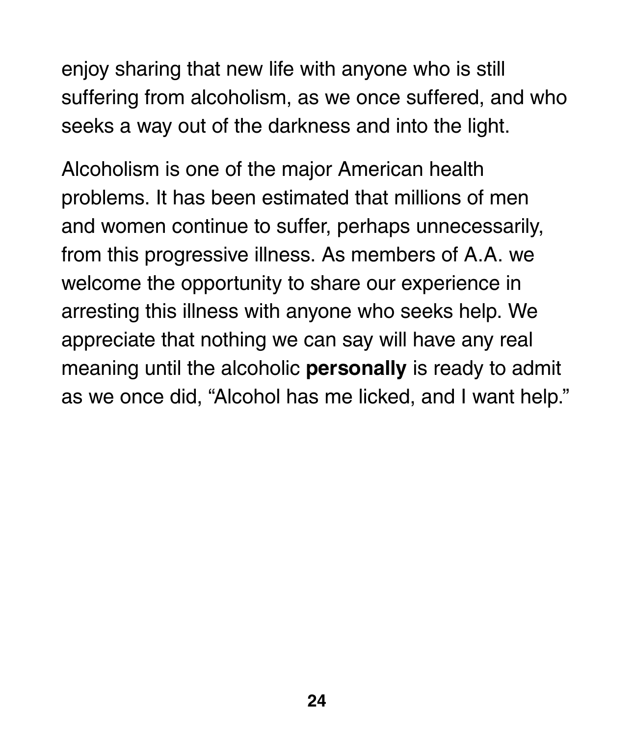enjoy sharing that new life with anyone who is still suffering from alcoholism, as we once suffered, and who seeks a way out of the darkness and into the light.

Alcoholism is one of the major American health problems. It has been estimated that millions of men and women continue to suffer, perhaps unnecessarily, from this progressive illness. As members of A.A. we welcome the opportunity to share our experience in arresting this illness with anyone who seeks help. We appreciate that nothing we can say will have any real meaning until the alcoholic **personally** is ready to admit as we once did, "Alcohol has me licked, and I want help."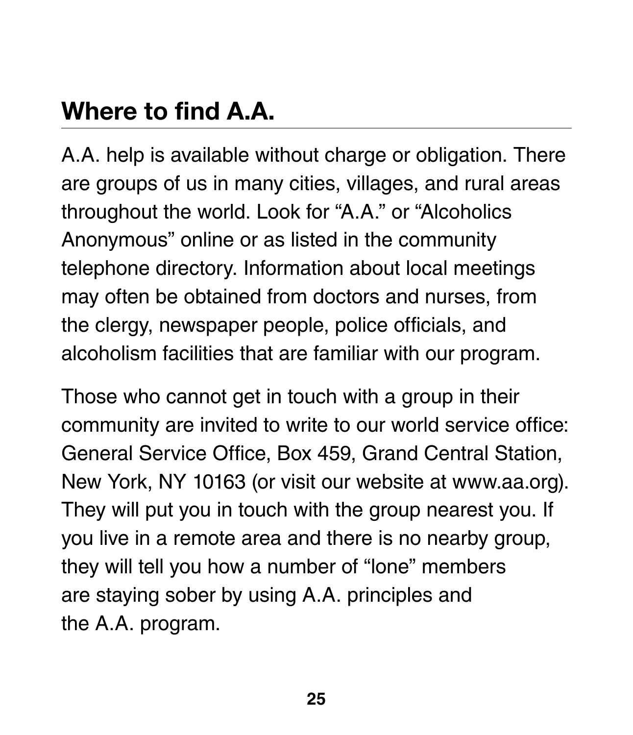## Where to find A.A.

A.A. help is available without charge or obligation. There are groups of us in many cities, villages, and rural areas throughout the world. Look for "A.A." or "Alcoholics Anonymous" online or as listed in the community telephone directory. Information about local meetings may often be obtained from doctors and nurses, from the clergy, newspaper people, police officials, and alcoholism facilities that are familiar with our program.

Those who cannot get in touch with a group in their community are invited to write to our world service office: General Service Office, Box 459, Grand Central Station, New York, NY 10163 (or visit our website at www.aa.org). They will put you in touch with the group nearest you. If you live in a remote area and there is no nearby group, they will tell you how a number of "lone" members are staying sober by using A.A. principles and the A.A. program.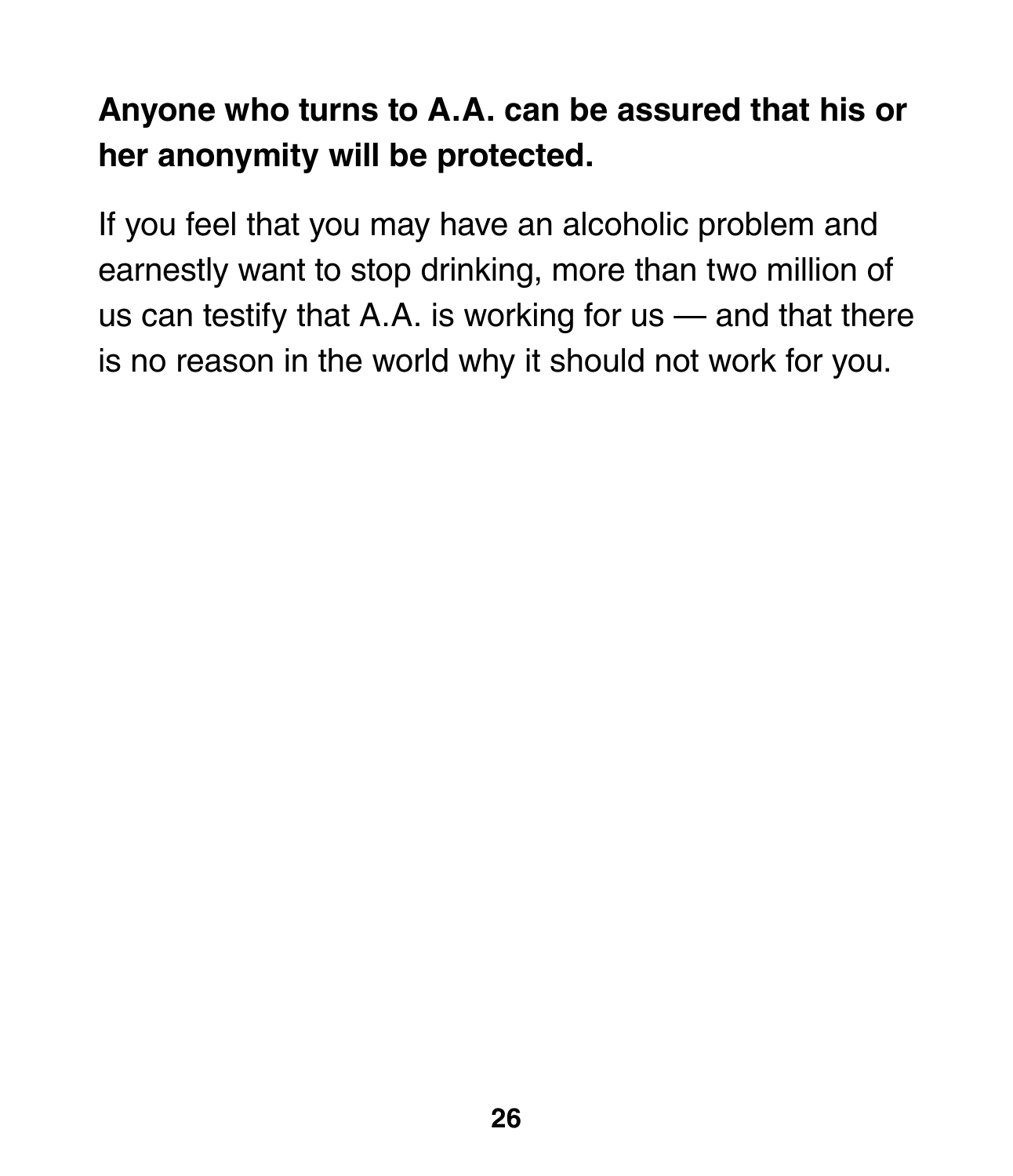**Anyone who turns to A.A. can be assured that his or her anonymity will be protected.**

If you feel that you may have an alcoholic problem and earnestly want to stop drinking, more than two million of us can testify that A.A. is working for us — and that there is no reason in the world why it should not work for you.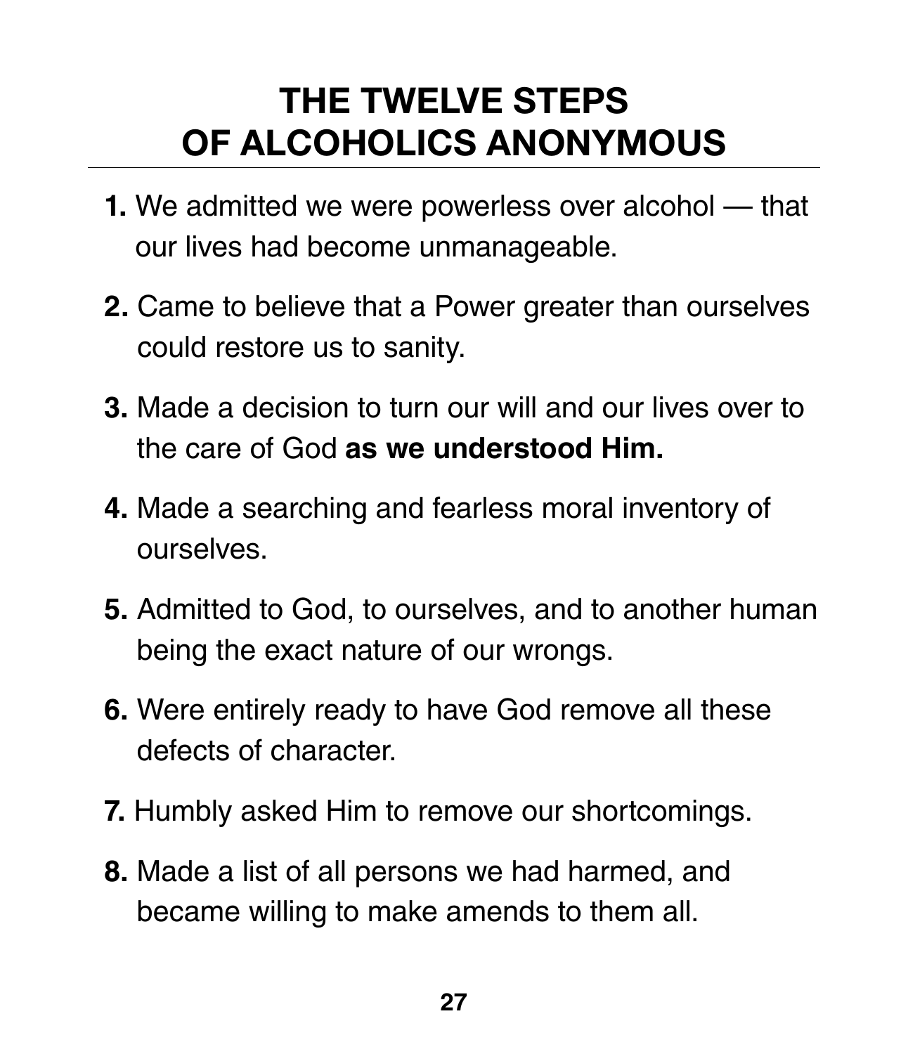# THE TWELVE STEPS OF ALCOHOLICS ANONYMOUS

**1.** We admitted we were powerless over alcohol — that our lives had become unmanageable.

**2.** Came to believe that a Power greater than ourselves could restore us to sanity.

**3.** Made a decision to turn our will and our lives over to the care of God **as we understood Him.**

**4.** Made a searching and fearless moral inventory of ourselves.

**5.** Admitted to God, to ourselves, and to another human being the exact nature of our wrongs.

**6.** Were entirely ready to have God remove all these defects of character.

**7.** Humbly asked Him to remove our shortcomings.

**8.** Made a list of all persons we had harmed, and became willing to make amends to them all.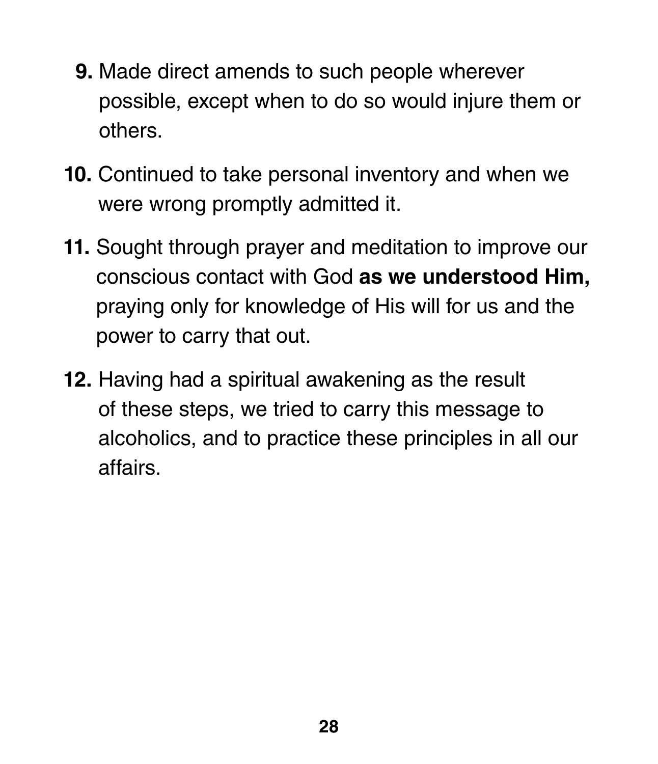9. Made direct amends to such people wherever possible, except when to do so would injure them or others.

10. Continued to take personal inventory and when we were wrong promptly admitted it.

11. Sought through prayer and meditation to improve our conscious contact with God **as we understood Him,** praying only for knowledge of His will for us and the power to carry that out.

12. Having had a spiritual awakening as the result of these steps, we tried to carry this message to alcoholics, and to practice these principles in all our affairs.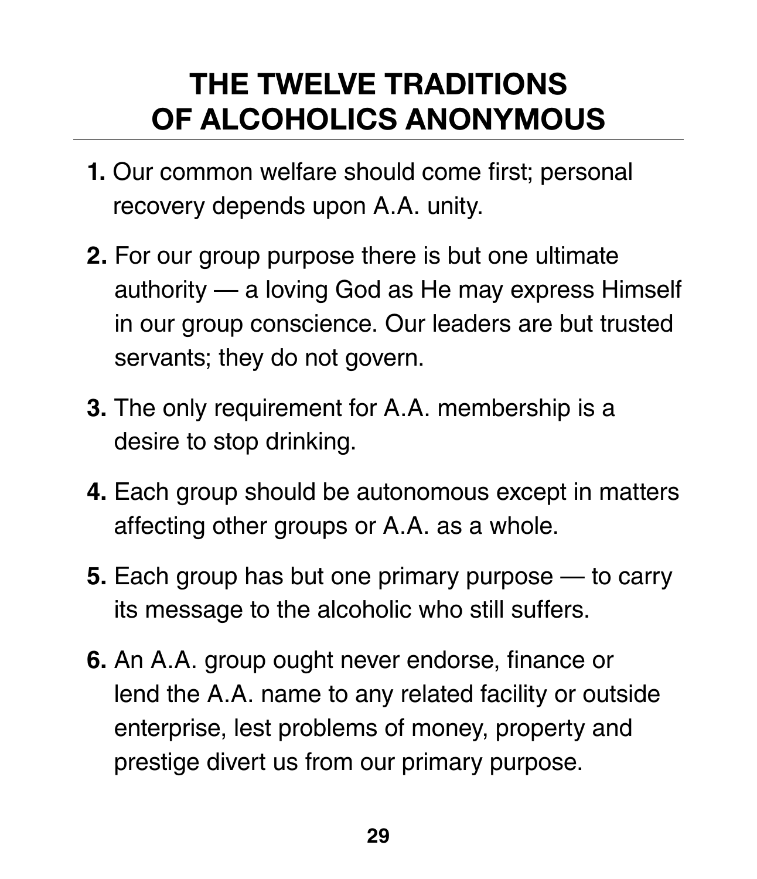# THE TWELVE TRADITIONS OF ALCOHOLICS ANONYMOUS

1. Our common welfare should come first; personal recovery depends upon A.A. unity.

2. For our group purpose there is but one ultimate authority — a loving God as He may express Himself in our group conscience. Our leaders are but trusted servants; they do not govern.

3. The only requirement for A.A. membership is a desire to stop drinking.

4. Each group should be autonomous except in matters affecting other groups or A.A. as a whole.

5. Each group has but one primary purpose — to carry its message to the alcoholic who still suffers.

6. An A.A. group ought never endorse, finance or lend the A.A. name to any related facility or outside enterprise, lest problems of money, property and prestige divert us from our primary purpose.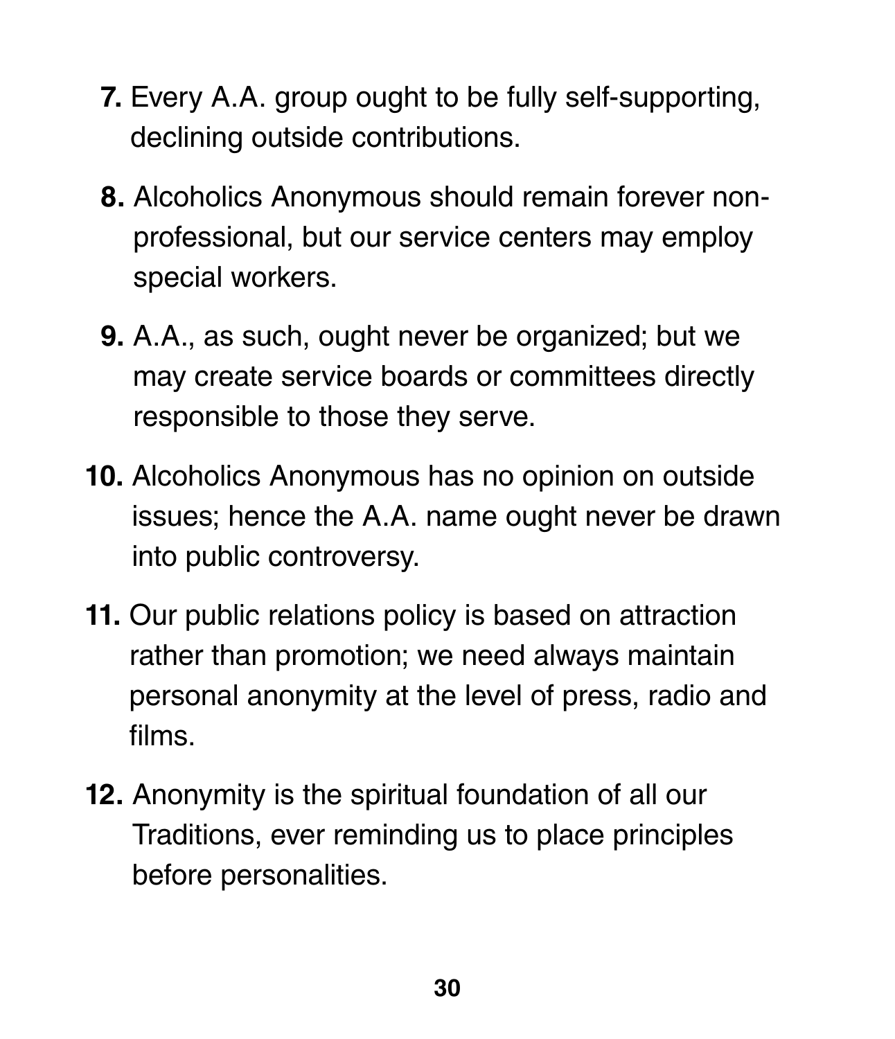7. Every A.A. group ought to be fully self-supporting, declining outside contributions.

8. Alcoholics Anonymous should remain forever non-professional, but our service centers may employ special workers.

9. A.A., as such, ought never be organized; but we may create service boards or committees directly responsible to those they serve.

10. Alcoholics Anonymous has no opinion on outside issues; hence the A.A. name ought never be drawn into public controversy.

11. Our public relations policy is based on attraction rather than promotion; we need always maintain personal anonymity at the level of press, radio and films.

12. Anonymity is the spiritual foundation of all our Traditions, ever reminding us to place principles before personalities.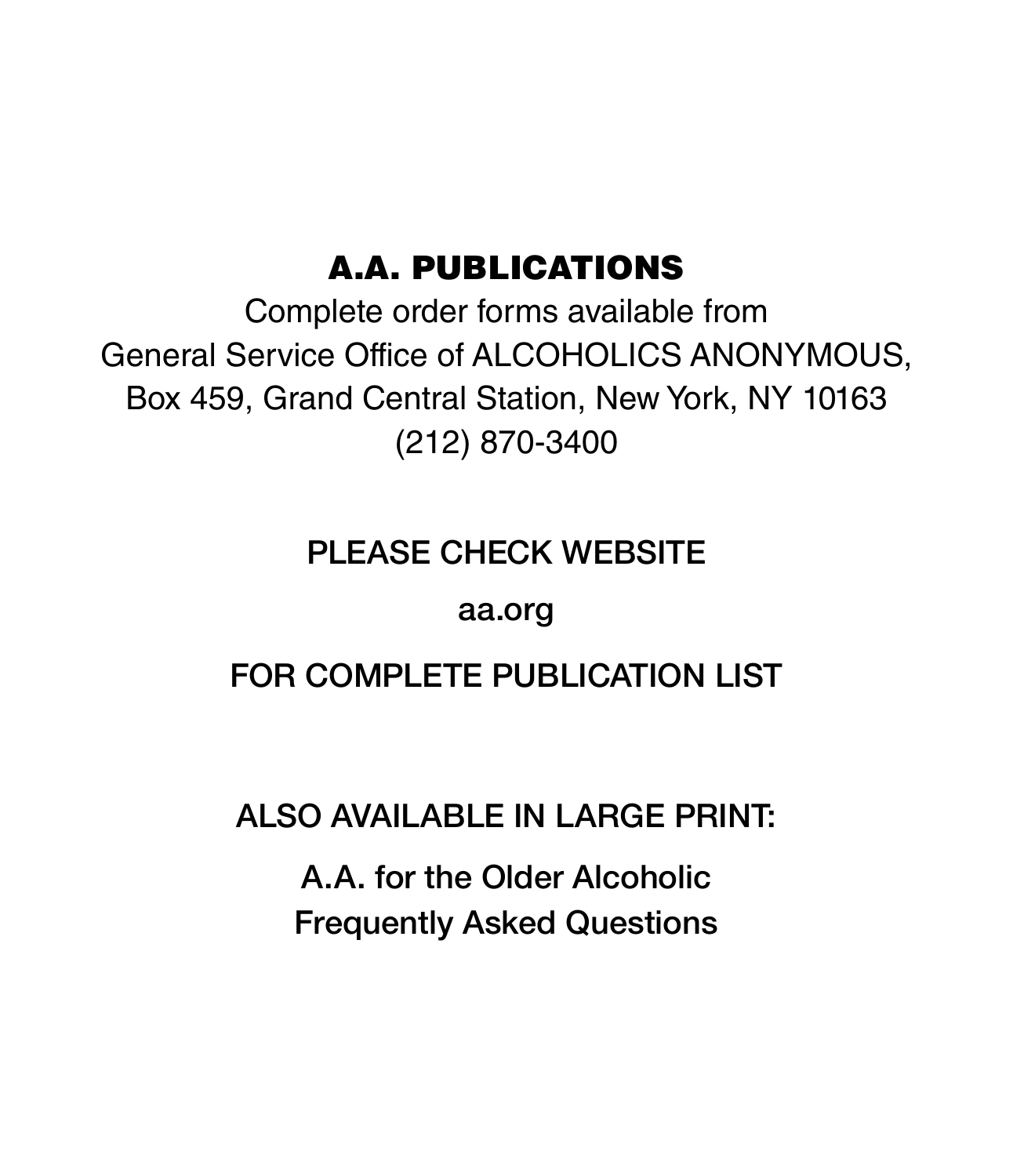## A.A. PUBLICATIONS

Complete order forms available from
General Service Office of ALCOHOLICS ANONYMOUS,
Box 459, Grand Central Station, New York, NY 10163
(212) 870-3400

PLEASE CHECK WEBSITE

aa.org

FOR COMPLETE PUBLICATION LIST

ALSO AVAILABLE IN LARGE PRINT:

A.A. for the Older Alcoholic
Frequently Asked Questions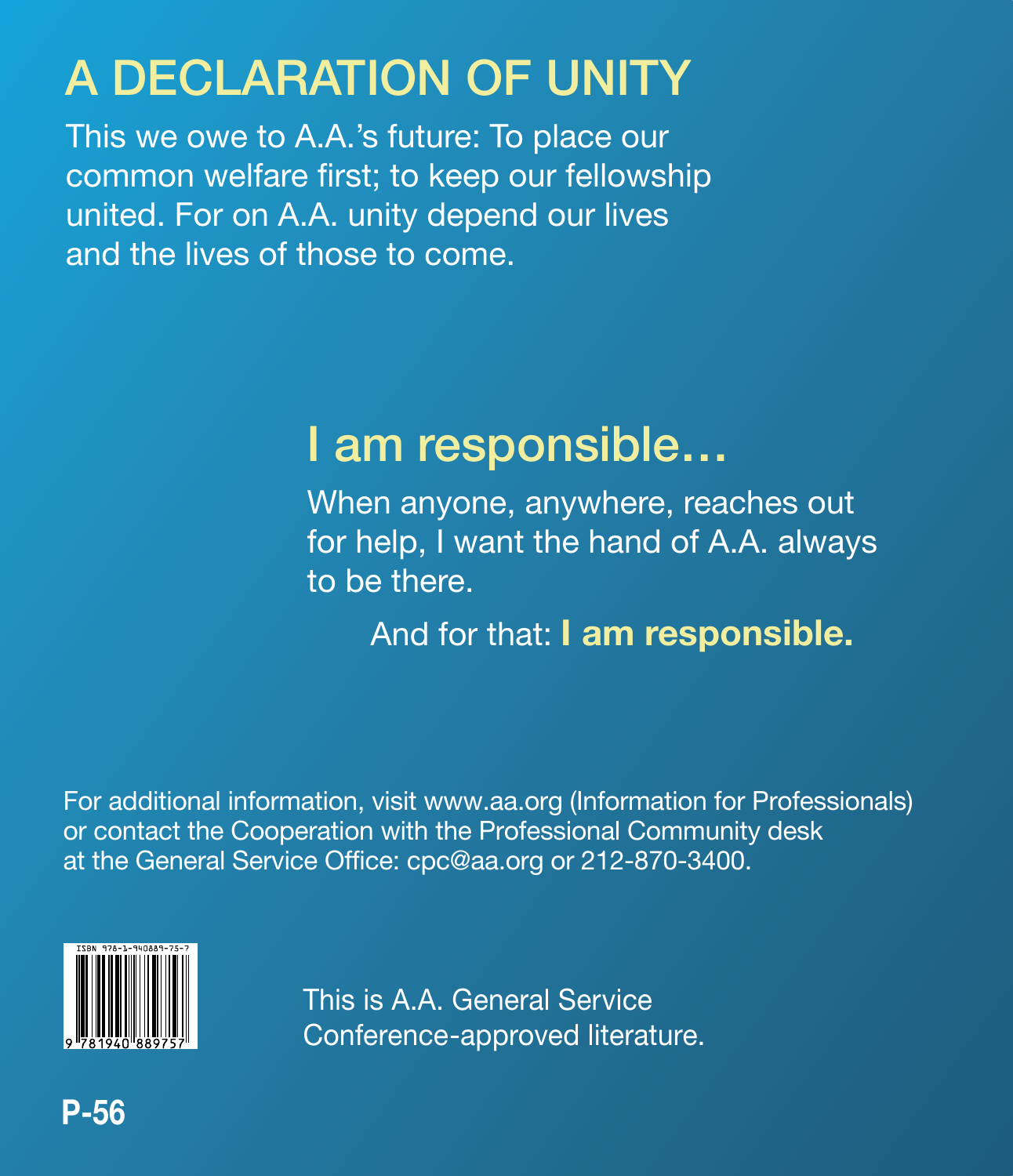# A DECLARATION OF UNITY

This we owe to A.A.'s future: To place our common welfare first; to keep our fellowship united. For on A.A. unity depend our lives and the lives of those to come.

## I am responsible…

When anyone, anywhere, reaches out for help, I want the hand of A.A. always to be there.

And for that: **I am responsible.**

For additional information, visit www.aa.org (Information for Professionals) or contact the Cooperation with the Professional Community desk at the General Service Office: cpc@aa.org or 212-870-3400.

ISBN 978-1-940889-75-7

9 781940 889757

This is A.A. General Service Conference-approved literature.

**P-56**